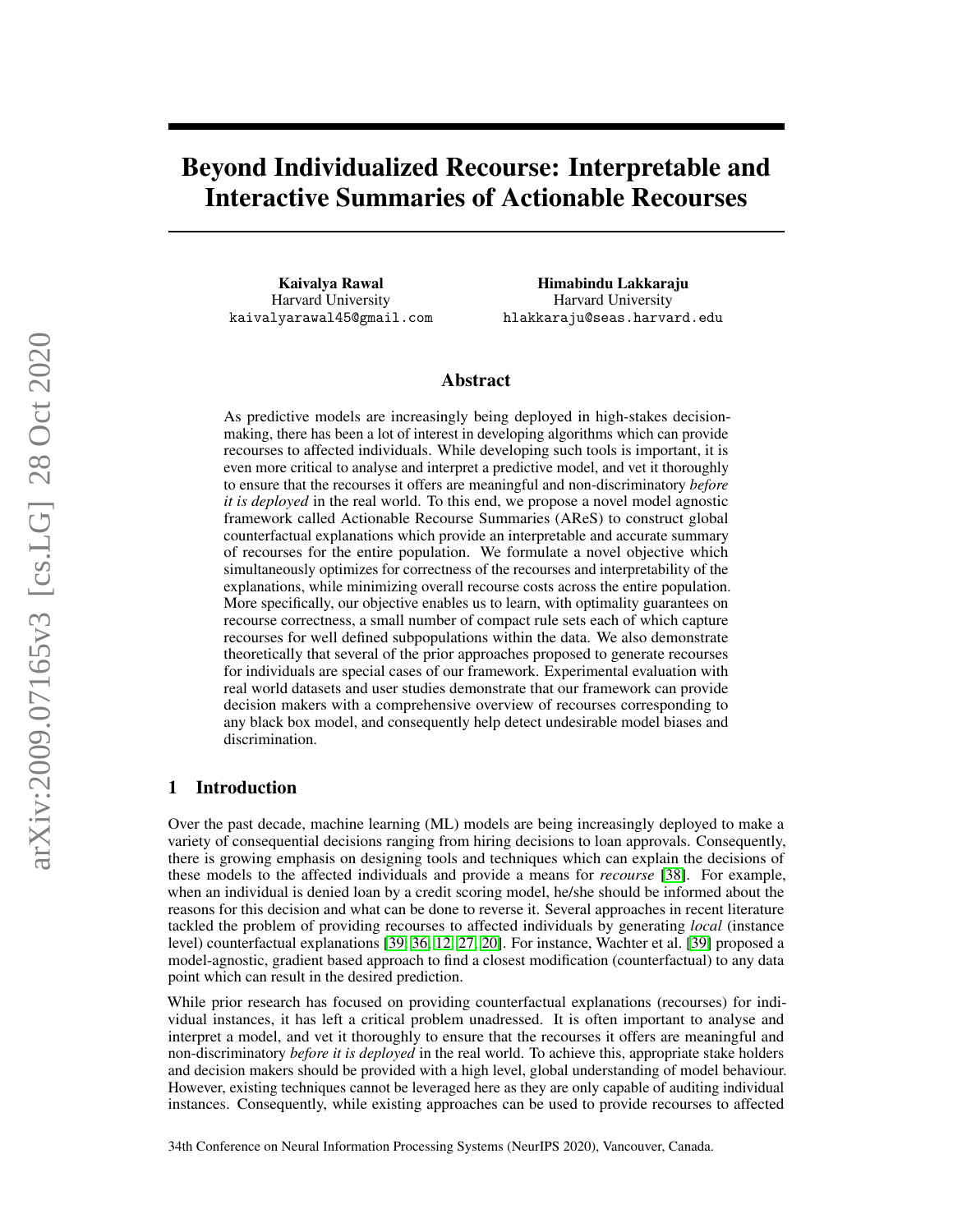# Beyond Individualized Recourse: Interpretable and Interactive Summaries of Actionable Recourses

**Kaivalya Rawal**
Harvard University
kaivalyarawal45@gmail.com

**Himabindu Lakkaraju**
Harvard University
hlakkaraju@seas.harvard.edu

## Abstract

As predictive models are increasingly being deployed in high-stakes decision-making, there has been a lot of interest in developing algorithms which can provide recourses to affected individuals. While developing such tools is important, it is even more critical to analyse and interpret a predictive model, and vet it thoroughly to ensure that the recourses it offers are meaningful and non-discriminatory *before it is deployed* in the real world. To this end, we propose a novel model agnostic framework called Actionable Recourse Summaries (AReS) to construct global counterfactual explanations which provide an interpretable and accurate summary of recourses for the entire population. We formulate a novel objective which simultaneously optimizes for correctness of the recourses and interpretability of the explanations, while minimizing overall recourse costs across the entire population. More specifically, our objective enables us to learn, with optimality guarantees on recourse correctness, a small number of compact rule sets each of which capture recourses for well defined subpopulations within the data. We also demonstrate theoretically that several of the prior approaches proposed to generate recourses for individuals are special cases of our framework. Experimental evaluation with real world datasets and user studies demonstrate that our framework can provide decision makers with a comprehensive overview of recourses corresponding to any black box model, and consequently help detect undesirable model biases and discrimination.

## 1 Introduction

Over the past decade, machine learning (ML) models are being increasingly deployed to make a variety of consequential decisions ranging from hiring decisions to loan approvals. Consequently, there is growing emphasis on designing tools and techniques which can explain the decisions of these models to the affected individuals and provide a means for *recourse* [38]. For example, when an individual is denied loan by a credit scoring model, he/she should be informed about the reasons for this decision and what can be done to reverse it. Several approaches in recent literature tackled the problem of providing recourses to affected individuals by generating *local* (instance level) counterfactual explanations [39, 36, 12, 27, 20]. For instance, Wachter et al. [39] proposed a model-agnostic, gradient based approach to find a closest modification (counterfactual) to any data point which can result in the desired prediction.

While prior research has focused on providing counterfactual explanations (recourses) for individual instances, it has left a critical problem unadressed. It is often important to analyse and interpret a model, and vet it thoroughly to ensure that the recourses it offers are meaningful and non-discriminatory *before it is deployed* in the real world. To achieve this, appropriate stake holders and decision makers should be provided with a high level, global understanding of model behaviour. However, existing techniques cannot be leveraged here as they are only capable of auditing individual instances. Consequently, while existing approaches can be used to provide recourses to affected

34th Conference on Neural Information Processing Systems (NeurIPS 2020), Vancouver, Canada.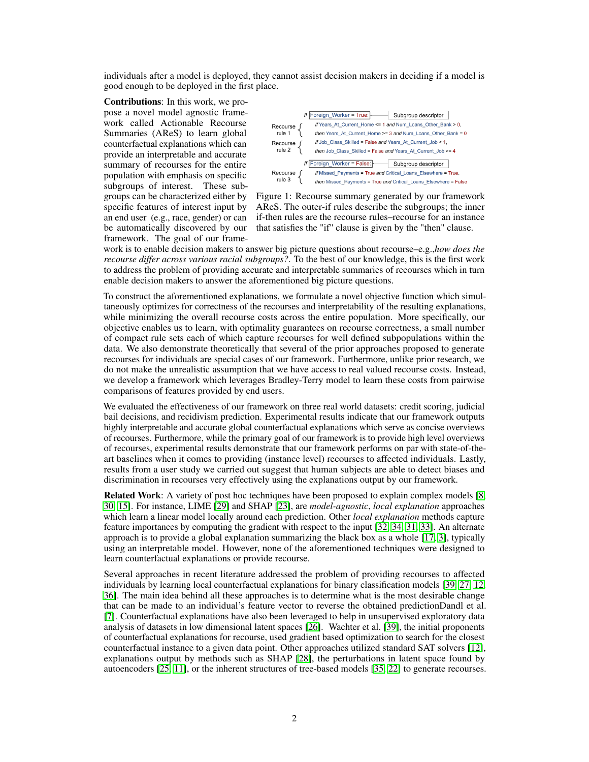individuals after a model is deployed, they cannot assist decision makers in deciding if a model is good enough to be deployed in the first place.

**Contributions**: In this work, we propose a novel model agnostic framework called Actionable Recourse Summaries (AReS) to learn global counterfactual explanations which can provide an interpretable and accurate summary of recourses for the entire population with emphasis on specific subgroups of interest. These subgroups can be characterized either by specific features of interest input by an end user (e.g., race, gender) or can be automatically discovered by our framework. The goal of our framework is to enable decision makers to answer big picture questions about recourse–e.g.,*how does the recourse differ across various racial subgroups?*. To the best of our knowledge, this is the first work to address the problem of providing accurate and interpretable summaries of recourses which in turn enable decision makers to answer the aforementioned big picture questions.

*If* Foreign_Worker = True: — Subgroup descriptor

Recourse rule 1:
*If* Years_At_Current_Home <= 1 *and* Num_Loans_Other_Bank > 0,
*then* Years_At_Current_Home >= 3 *and* Num_Loans_Other_Bank = 0

Recourse rule 2:
*If* Job_Class_Skilled = False *and* Years_At_Current_Job < 1,
*then* Job_Class_Skilled = False *and* Years_At_Current_Job >= 4

*If* Foreign_Worker = False: — Subgroup descriptor

Recourse rule 3:
*If* Missed_Payments = True *and* Critical_Loans_Elsewhere = True,
*then* Missed_Payments = True *and* Critical_Loans_Elsewhere = False

Figure 1: Recourse summary generated by our framework AReS. The outer-if rules describe the subgroups; the inner if-then rules are the recourse rules–recourse for an instance that satisfies the "if" clause is given by the "then" clause.

To construct the aforementioned explanations, we formulate a novel objective function which simultaneously optimizes for correctness of the recourses and interpretability of the resulting explanations, while minimizing the overall recourse costs across the entire population. More specifically, our objective enables us to learn, with optimality guarantees on recourse correctness, a small number of compact rule sets each of which capture recourses for well defined subpopulations within the data. We also demonstrate theoretically that several of the prior approaches proposed to generate recourses for individuals are special cases of our framework. Furthermore, unlike prior research, we do not make the unrealistic assumption that we have access to real valued recourse costs. Instead, we develop a framework which leverages Bradley-Terry model to learn these costs from pairwise comparisons of features provided by end users.

We evaluated the effectiveness of our framework on three real world datasets: credit scoring, judicial bail decisions, and recidivism prediction. Experimental results indicate that our framework outputs highly interpretable and accurate global counterfactual explanations which serve as concise overviews of recourses. Furthermore, while the primary goal of our framework is to provide high level overviews of recourses, experimental results demonstrate that our framework performs on par with state-of-the-art baselines when it comes to providing (instance level) recourses to affected individuals. Lastly, results from a user study we carried out suggest that human subjects are able to detect biases and discrimination in recourses very effectively using the explanations output by our framework.

**Related Work**: A variety of post hoc techniques have been proposed to explain complex models [8, 30, 15]. For instance, LIME [29] and SHAP [23], are *model-agnostic*, *local explanation* approaches which learn a linear model locally around each prediction. Other *local explanation* methods capture feature importances by computing the gradient with respect to the input [32, 34, 31, 33]. An alternate approach is to provide a global explanation summarizing the black box as a whole [17, 3], typically using an interpretable model. However, none of the aforementioned techniques were designed to learn counterfactual explanations or provide recourse.

Several approaches in recent literature addressed the problem of providing recourses to affected individuals by learning local counterfactual explanations for binary classification models [39, 27, 12, 36]. The main idea behind all these approaches is to determine what is the most desirable change that can be made to an individual's feature vector to reverse the obtained predictionDandl et al. [7]. Counterfactual explanations have also been leveraged to help in unsupervised exploratory data analysis of datasets in low dimensional latent spaces [26]. Wachter et al. [39], the initial proponents of counterfactual explanations for recourse, used gradient based optimization to search for the closest counterfactual instance to a given data point. Other approaches utilized standard SAT solvers [12], explanations output by methods such as SHAP [28], the perturbations in latent space found by autoencoders [25, 11], or the inherent structures of tree-based models [35, 22] to generate recourses.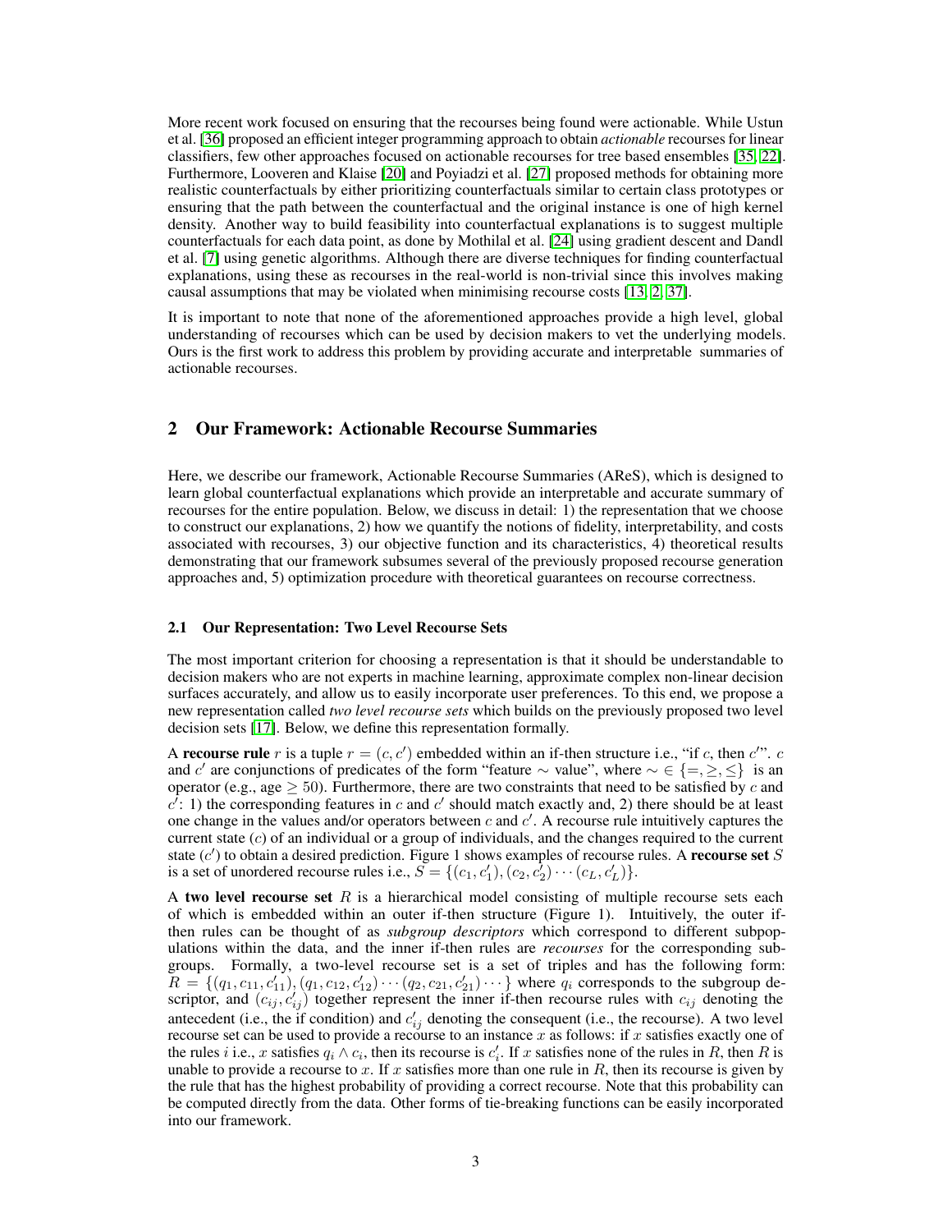More recent work focused on ensuring that the recourses being found were actionable. While Ustun et al. [36] proposed an efficient integer programming approach to obtain *actionable* recourses for linear classifiers, few other approaches focused on actionable recourses for tree based ensembles [35, 22]. Furthermore, Looveren and Klaise [20] and Poyiadzi et al. [27] proposed methods for obtaining more realistic counterfactuals by either prioritizing counterfactuals similar to certain class prototypes or ensuring that the path between the counterfactual and the original instance is one of high kernel density. Another way to build feasibility into counterfactual explanations is to suggest multiple counterfactuals for each data point, as done by Mothilal et al. [24] using gradient descent and Dandl et al. [7] using genetic algorithms. Although there are diverse techniques for finding counterfactual explanations, using these as recourses in the real-world is non-trivial since this involves making causal assumptions that may be violated when minimising recourse costs [13, 2, 37].

It is important to note that none of the aforementioned approaches provide a high level, global understanding of recourses which can be used by decision makers to vet the underlying models. Ours is the first work to address this problem by providing accurate and interpretable summaries of actionable recourses.

## 2 Our Framework: Actionable Recourse Summaries

Here, we describe our framework, Actionable Recourse Summaries (AReS), which is designed to learn global counterfactual explanations which provide an interpretable and accurate summary of recourses for the entire population. Below, we discuss in detail: 1) the representation that we choose to construct our explanations, 2) how we quantify the notions of fidelity, interpretability, and costs associated with recourses, 3) our objective function and its characteristics, 4) theoretical results demonstrating that our framework subsumes several of the previously proposed recourse generation approaches and, 5) optimization procedure with theoretical guarantees on recourse correctness.

### 2.1 Our Representation: Two Level Recourse Sets

The most important criterion for choosing a representation is that it should be understandable to decision makers who are not experts in machine learning, approximate complex non-linear decision surfaces accurately, and allow us to easily incorporate user preferences. To this end, we propose a new representation called *two level recourse sets* which builds on the previously proposed two level decision sets [17]. Below, we define this representation formally.

A **recourse rule** $r$ is a tuple $r = (c, c')$ embedded within an if-then structure i.e., "if $c$, then $c'$". $c$ and $c'$ are conjunctions of predicates of the form "feature $\sim$ value", where $\sim \in \{=, \geq, \leq\}$ is an operator (e.g., age $\geq 50$). Furthermore, there are two constraints that need to be satisfied by $c$ and $c'$: 1) the corresponding features in $c$ and $c'$ should match exactly and, 2) there should be at least one change in the values and/or operators between $c$ and $c'$. A recourse rule intuitively captures the current state ($c$) of an individual or a group of individuals, and the changes required to the current state ($c'$) to obtain a desired prediction. Figure 1 shows examples of recourse rules. A **recourse set** $S$ is a set of unordered recourse rules i.e., $S = \{(c_1, c'_1), (c_2, c'_2) \cdots (c_L, c'_L)\}$.

A **two level recourse set** $R$ is a hierarchical model consisting of multiple recourse sets each of which is embedded within an outer if-then structure (Figure 1). Intuitively, the outer if-then rules can be thought of as *subgroup descriptors* which correspond to different subpopulations within the data, and the inner if-then rules are *recourses* for the corresponding subgroups. Formally, a two-level recourse set is a set of triples and has the following form: $R = \{(q_1, c_{11}, c'_{11}), (q_1, c_{12}, c'_{12}) \cdots (q_2, c_{21}, c'_{21}) \cdots\}$ where $q_i$ corresponds to the subgroup descriptor, and $(c_{ij}, c'_{ij})$ together represent the inner if-then recourse rules with $c_{ij}$ denoting the antecedent (i.e., the if condition) and $c'_{ij}$ denoting the consequent (i.e., the recourse). A two level recourse set can be used to provide a recourse to an instance $x$ as follows: if $x$ satisfies exactly one of the rules $i$ i.e., $x$ satisfies $q_i \wedge c_i$, then its recourse is $c'_i$. If $x$ satisfies none of the rules in $R$, then $R$ is unable to provide a recourse to $x$. If $x$ satisfies more than one rule in $R$, then its recourse is given by the rule that has the highest probability of providing a correct recourse. Note that this probability can be computed directly from the data. Other forms of tie-breaking functions can be easily incorporated into our framework.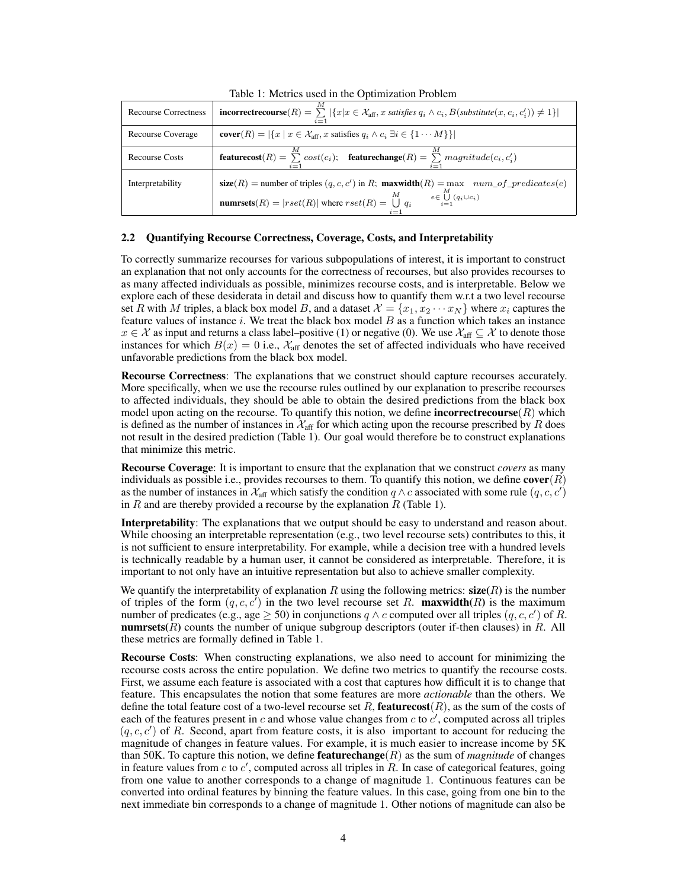Table 1: Metrics used in the Optimization Problem

| | |
|---|---|
| Recourse Correctness | **incorrectrecourse**$(R) = \sum_{i=1}^{M} \lvert\{x \vert x \in \mathcal{X}_{\text{aff}}, x \textit{ satisfies } q_i \wedge c_i, B(\textit{substitute}(x, c_i, c_i')) \neq 1\}\rvert$ |
| Recourse Coverage | **cover**$(R) = \lvert\{x \mid x \in \mathcal{X}_{\text{aff}}, x \text{ satisfies } q_i \wedge c_i \; \exists i \in \{1 \cdots M\}\}\rvert$ |
| Recourse Costs | **featurecost**$(R) = \sum_{i=1}^{M} cost(c_i)$; **featurechange**$(R) = \sum_{i=1}^{M} magnitude(c_i, c_i')$ |
| Interpretability | **size**$(R)$ = number of triples $(q, c, c')$ in $R$; **maxwidth**$(R) = \max\limits_{e \in \bigcup_{i=1}^{M} (q_i \cup c_i)} num\_of\_predicates(e)$ <br> **numrsets**$(R) = \lvert rset(R)\rvert$ where $rset(R) = \bigcup_{i=1}^{M} q_i$ |

### 2.2 Quantifying Recourse Correctness, Coverage, Costs, and Interpretability

To correctly summarize recourses for various subpopulations of interest, it is important to construct an explanation that not only accounts for the correctness of recourses, but also provides recourses to as many affected individuals as possible, minimizes recourse costs, and is interpretable. Below we explore each of these desiderata in detail and discuss how to quantify them w.r.t a two level recourse set $R$ with $M$ triples, a black box model $B$, and a dataset $\mathcal{X} = \{x_1, x_2 \cdots x_N\}$ where $x_i$ captures the feature values of instance $i$. We treat the black box model $B$ as a function which takes an instance $x \in \mathcal{X}$ as input and returns a class label–positive (1) or negative (0). We use $\mathcal{X}_{\text{aff}} \subseteq \mathcal{X}$ to denote those instances for which $B(x) = 0$ i.e., $\mathcal{X}_{\text{aff}}$ denotes the set of affected individuals who have received unfavorable predictions from the black box model.

**Recourse Correctness**: The explanations that we construct should capture recourses accurately. More specifically, when we use the recourse rules outlined by our explanation to prescribe recourses to affected individuals, they should be able to obtain the desired predictions from the black box model upon acting on the recourse. To quantify this notion, we define **incorrectrecourse**$(R)$ which is defined as the number of instances in $\mathcal{X}_{\text{aff}}$ for which acting upon the recourse prescribed by $R$ does not result in the desired prediction (Table 1). Our goal would therefore be to construct explanations that minimize this metric.

**Recourse Coverage**: It is important to ensure that the explanation that we construct *covers* as many individuals as possible i.e., provides recourses to them. To quantify this notion, we define **cover**$(R)$ as the number of instances in $\mathcal{X}_{\text{aff}}$ which satisfy the condition $q \wedge c$ associated with some rule $(q, c, c')$ in $R$ and are thereby provided a recourse by the explanation $R$ (Table 1).

**Interpretability**: The explanations that we output should be easy to understand and reason about. While choosing an interpretable representation (e.g., two level recourse sets) contributes to this, it is not sufficient to ensure interpretability. For example, while a decision tree with a hundred levels is technically readable by a human user, it cannot be considered as interpretable. Therefore, it is important to not only have an intuitive representation but also to achieve smaller complexity.

We quantify the interpretability of explanation $R$ using the following metrics: **size**$(R)$ is the number of triples of the form $(q, c, c')$ in the two level recourse set $R$. **maxwidth**$(R)$ is the maximum number of predicates (e.g., age $\geq$ 50) in conjunctions $q \wedge c$ computed over all triples $(q, c, c')$ of $R$. **numrsets**$(R)$ counts the number of unique subgroup descriptors (outer if-then clauses) in $R$. All these metrics are formally defined in Table 1.

**Recourse Costs**: When constructing explanations, we also need to account for minimizing the recourse costs across the entire population. We define two metrics to quantify the recourse costs. First, we assume each feature is associated with a cost that captures how difficult it is to change that feature. This encapsulates the notion that some features are more *actionable* than the others. We define the total feature cost of a two-level recourse set $R$, **featurecost**$(R)$, as the sum of the costs of each of the features present in $c$ and whose value changes from $c$ to $c'$, computed across all triples $(q, c, c')$ of $R$. Second, apart from feature costs, it is also important to account for reducing the magnitude of changes in feature values. For example, it is much easier to increase income by 5K than 50K. To capture this notion, we define **featurechange**$(R)$ as the sum of *magnitude* of changes in feature values from $c$ to $c'$, computed across all triples in $R$. In case of categorical features, going from one value to another corresponds to a change of magnitude 1. Continuous features can be converted into ordinal features by binning the feature values. In this case, going from one bin to the next immediate bin corresponds to a change of magnitude 1. Other notions of magnitude can also be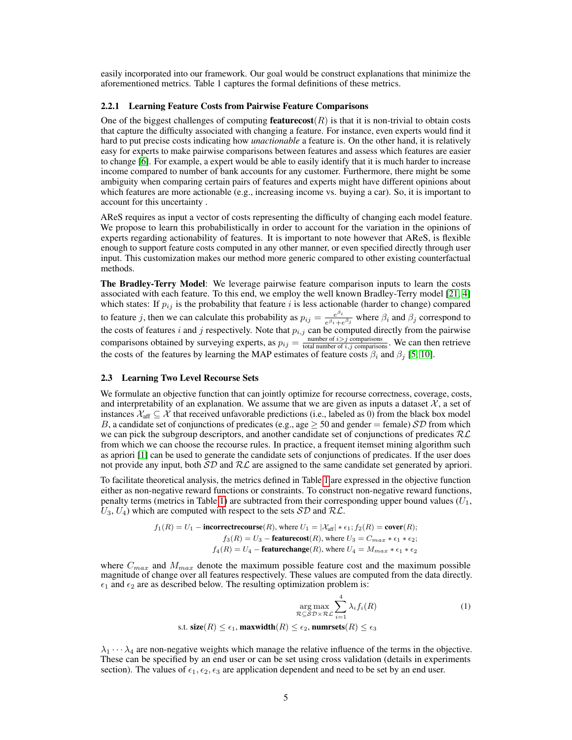easily incorporated into our framework. Our goal would be construct explanations that minimize the aforementioned metrics. Table 1 captures the formal definitions of these metrics.

### 2.2.1 Learning Feature Costs from Pairwise Feature Comparisons

One of the biggest challenges of computing **featurecost**$(R)$ is that it is non-trivial to obtain costs that capture the difficulty associated with changing a feature. For instance, even experts would find it hard to put precise costs indicating how *unactionable* a feature is. On the other hand, it is relatively easy for experts to make pairwise comparisons between features and assess which features are easier to change [6]. For example, a expert would be able to easily identify that it is much harder to increase income compared to number of bank accounts for any customer. Furthermore, there might be some ambiguity when comparing certain pairs of features and experts might have different opinions about which features are more actionable (e.g., increasing income vs. buying a car). So, it is important to account for this uncertainty .

AReS requires as input a vector of costs representing the difficulty of changing each model feature. We propose to learn this probabilistically in order to account for the variation in the opinions of experts regarding actionability of features. It is important to note however that AReS, is flexible enough to support feature costs computed in any other manner, or even specified directly through user input. This customization makes our method more generic compared to other existing counterfactual methods.

**The Bradley-Terry Model**: We leverage pairwise feature comparison inputs to learn the costs associated with each feature. To this end, we employ the well known Bradley-Terry model [21, 4] which states: If $p_{ij}$ is the probability that feature $i$ is less actionable (harder to change) compared to feature $j$, then we can calculate this probability as $p_{ij} = \frac{e^{\beta_i}}{e^{\beta_i}+e^{\beta_j}}$ where $\beta_i$ and $\beta_j$ correspond to the costs of features $i$ and $j$ respectively. Note that $p_{i,j}$ can be computed directly from the pairwise comparisons obtained by surveying experts, as $p_{ij} = \frac{\text{number of } i>j \text{ comparisons}}{\text{total number of } i,j \text{ comparisons}}$. We can then retrieve the costs of the features by learning the MAP estimates of feature costs $\beta_i$ and $\beta_j$ [5, 10].

## 2.3 Learning Two Level Recourse Sets

We formulate an objective function that can jointly optimize for recourse correctness, coverage, costs, and interpretability of an explanation. We assume that we are given as inputs a dataset $\mathcal{X}$, a set of instances $\mathcal{X}_{\text{aff}} \subseteq \mathcal{X}$ that received unfavorable predictions (i.e., labeled as 0) from the black box model $B$, a candidate set of conjunctions of predicates (e.g., age $\geq 50$ and gender = female) $\mathcal{SD}$ from which we can pick the subgroup descriptors, and another candidate set of conjunctions of predicates $\mathcal{RL}$ from which we can choose the recourse rules. In practice, a frequent itemset mining algorithm such as apriori [1] can be used to generate the candidate sets of conjunctions of predicates. If the user does not provide any input, both $\mathcal{SD}$ and $\mathcal{RL}$ are assigned to the same candidate set generated by apriori.

To facilitate theoretical analysis, the metrics defined in Table 1 are expressed in the objective function either as non-negative reward functions or constraints. To construct non-negative reward functions, penalty terms (metrics in Table 1) are subtracted from their corresponding upper bound values ($U_1$, $U_3$, $U_4$) which are computed with respect to the sets $\mathcal{SD}$ and $\mathcal{RL}$.

$$f_1(R) = U_1 - \textbf{incorrectrecourse}(R), \text{ where } U_1 = |\mathcal{X}_{\text{aff}}| * \epsilon_1; f_2(R) = \textbf{cover}(R);$$
$$f_3(R) = U_3 - \textbf{featurecost}(R), \text{ where } U_3 = C_{max} * \epsilon_1 * \epsilon_2;$$
$$f_4(R) = U_4 - \textbf{featurechange}(R), \text{ where } U_4 = M_{max} * \epsilon_1 * \epsilon_2$$

where $C_{max}$ and $M_{max}$ denote the maximum possible feature cost and the maximum possible magnitude of change over all features respectively. These values are computed from the data directly. $\epsilon_1$ and $\epsilon_2$ are as described below. The resulting optimization problem is:

$$\underset{\mathcal{R} \subseteq \mathcal{SD} \times \mathcal{RL}}{\arg\max} \sum_{i=1}^{4} \lambda_i f_i(R) \tag{1}$$
$$\text{s.t. } \textbf{size}(R) \leq \epsilon_1, \textbf{maxwidth}(R) \leq \epsilon_2, \textbf{numrsets}(R) \leq \epsilon_3$$

$\lambda_1 \cdots \lambda_4$ are non-negative weights which manage the relative influence of the terms in the objective. These can be specified by an end user or can be set using cross validation (details in experiments section). The values of $\epsilon_1, \epsilon_2, \epsilon_3$ are application dependent and need to be set by an end user.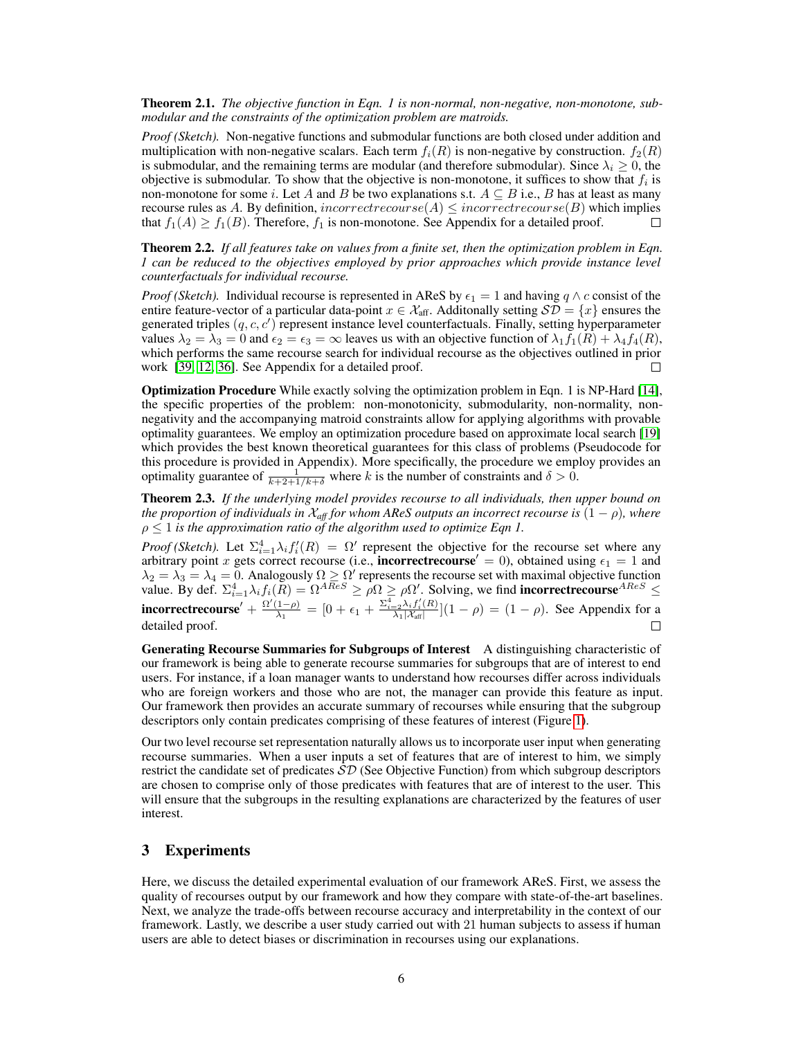**Theorem 2.1.** *The objective function in Eqn. 1 is non-normal, non-negative, non-monotone, submodular and the constraints of the optimization problem are matroids.*

*Proof (Sketch).* Non-negative functions and submodular functions are both closed under addition and multiplication with non-negative scalars. Each term $f_i(R)$ is non-negative by construction. $f_2(R)$ is submodular, and the remaining terms are modular (and therefore submodular). Since $\lambda_i \geq 0$, the objective is submodular. To show that the objective is non-monotone, it suffices to show that $f_i$ is non-monotone for some $i$. Let $A$ and $B$ be two explanations s.t. $A \subseteq B$ i.e., $B$ has at least as many recourse rules as $A$. By definition, $incorrectrecourse(A) \leq incorrectrecourse(B)$ which implies that $f_1(A) \geq f_1(B)$. Therefore, $f_1$ is non-monotone. See Appendix for a detailed proof. ∎

**Theorem 2.2.** *If all features take on values from a finite set, then the optimization problem in Eqn. 1 can be reduced to the objectives employed by prior approaches which provide instance level counterfactuals for individual recourse.*

*Proof (Sketch).* Individual recourse is represented in AReS by $\epsilon_1 = 1$ and having $q \wedge c$ consist of the entire feature-vector of a particular data-point $x \in \mathcal{X}_{\text{aff}}$. Additonally setting $\mathcal{SD} = \{x\}$ ensures the generated triples $(q, c, c')$ represent instance level counterfactuals. Finally, setting hyperparameter values $\lambda_2 = \lambda_3 = 0$ and $\epsilon_2 = \epsilon_3 = \infty$ leaves us with an objective function of $\lambda_1 f_1(R) + \lambda_4 f_4(R)$, which performs the same recourse search for individual recourse as the objectives outlined in prior work [39, 12, 36]. See Appendix for a detailed proof. ∎

**Optimization Procedure** While exactly solving the optimization problem in Eqn. 1 is NP-Hard [14], the specific properties of the problem: non-monotonicity, submodularity, non-normality, non-negativity and the accompanying matroid constraints allow for applying algorithms with provable optimality guarantees. We employ an optimization procedure based on approximate local search [19] which provides the best known theoretical guarantees for this class of problems (Pseudocode for this procedure is provided in Appendix). More specifically, the procedure we employ provides an optimality guarantee of $\frac{1}{k+2+1/k+\delta}$ where $k$ is the number of constraints and $\delta > 0$.

**Theorem 2.3.** *If the underlying model provides recourse to all individuals, then upper bound on the proportion of individuals in $\mathcal{X}_{aff}$ for whom AReS outputs an incorrect recourse is $(1 - \rho)$, where $\rho \leq 1$ is the approximation ratio of the algorithm used to optimize Eqn 1.*

*Proof (Sketch).* Let $\Sigma_{i=1}^{4} \lambda_i f_i'(R) = \Omega'$ represent the objective for the recourse set where any arbitrary point $x$ gets correct recourse (i.e., $\textbf{incorrectrecourse}' = 0$), obtained using $\epsilon_1 = 1$ and $\lambda_2 = \lambda_3 = \lambda_4 = 0$. Analogously $\Omega \geq \Omega'$ represents the recourse set with maximal objective function value. By def. $\Sigma_{i=1}^{4} \lambda_i f_i(R) = \Omega^{AReS} \geq \rho\Omega \geq \rho\Omega'$. Solving, we find $\textbf{incorrectrecourse}^{AReS} \leq \textbf{incorrectrecourse}' + \frac{\Omega'(1-\rho)}{\lambda_1} = [0 + \epsilon_1 + \frac{\Sigma_{i=2}^{4} \lambda_i f_i'(R)}{\lambda_1 |\mathcal{X}_{\text{aff}}|}](1-\rho) = (1-\rho)$. See Appendix for a detailed proof. ∎

**Generating Recourse Summaries for Subgroups of Interest** A distinguishing characteristic of our framework is being able to generate recourse summaries for subgroups that are of interest to end users. For instance, if a loan manager wants to understand how recourses differ across individuals who are foreign workers and those who are not, the manager can provide this feature as input. Our framework then provides an accurate summary of recourses while ensuring that the subgroup descriptors only contain predicates comprising of these features of interest (Figure 1).

Our two level recourse set representation naturally allows us to incorporate user input when generating recourse summaries. When a user inputs a set of features that are of interest to him, we simply restrict the candidate set of predicates $\mathcal{SD}$ (See Objective Function) from which subgroup descriptors are chosen to comprise only of those predicates with features that are of interest to the user. This will ensure that the subgroups in the resulting explanations are characterized by the features of user interest.

## 3 Experiments

Here, we discuss the detailed experimental evaluation of our framework AReS. First, we assess the quality of recourses output by our framework and how they compare with state-of-the-art baselines. Next, we analyze the trade-offs between recourse accuracy and interpretability in the context of our framework. Lastly, we describe a user study carried out with 21 human subjects to assess if human users are able to detect biases or discrimination in recourses using our explanations.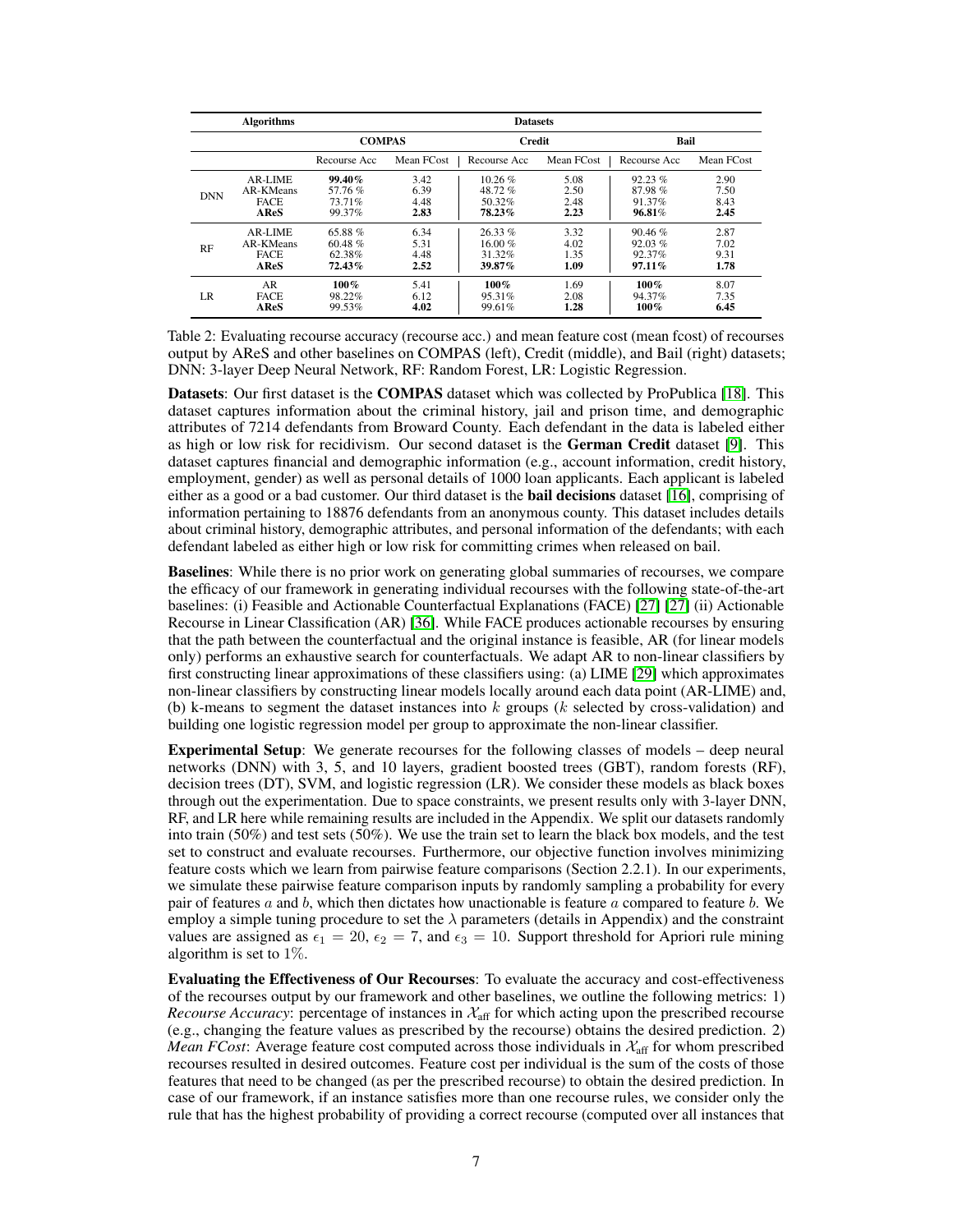| Algorithms | | Datasets | | | | | |
|---|---|---|---|---|---|---|---|
| | | COMPAS | | Credit | | Bail | |
| | | Recourse Acc | Mean FCost | Recourse Acc | Mean FCost | Recourse Acc | Mean FCost |
| DNN | AR-LIME | **99.40%** | 3.42 | 10.26 % | 5.08 | 92.23 % | 2.90 |
| | AR-KMeans | 57.76 % | 6.39 | 48.72 % | 2.50 | 87.98 % | 7.50 |
| | FACE | 73.71% | 4.48 | 50.32% | 2.48 | 91.37% | 8.43 |
| | **AReS** | 99.37% | **2.83** | **78.23%** | **2.23** | **96.81%** | **2.45** |
| RF | AR-LIME | 65.88 % | 6.34 | 26.33 % | 3.32 | 90.46 % | 2.87 |
| | AR-KMeans | 60.48 % | 5.31 | 16.00 % | 4.02 | 92.03 % | 7.02 |
| | FACE | 62.38% | 4.48 | 31.32% | 1.35 | 92.37% | 9.31 |
| | **AReS** | **72.43%** | **2.52** | **39.87%** | **1.09** | **97.11%** | **1.78** |
| LR | AR | **100%** | 5.41 | **100%** | 1.69 | **100%** | 8.07 |
| | FACE | 98.22% | 6.12 | 95.31% | 2.08 | 94.37% | 7.35 |
| | **AReS** | 99.53% | **4.02** | 99.61% | **1.28** | **100%** | **6.45** |

Table 2: Evaluating recourse accuracy (recourse acc.) and mean feature cost (mean fcost) of recourses output by AReS and other baselines on COMPAS (left), Credit (middle), and Bail (right) datasets; DNN: 3-layer Deep Neural Network, RF: Random Forest, LR: Logistic Regression.

**Datasets**: Our first dataset is the **COMPAS** dataset which was collected by ProPublica [18]. This dataset captures information about the criminal history, jail and prison time, and demographic attributes of 7214 defendants from Broward County. Each defendant in the data is labeled either as high or low risk for recidivism. Our second dataset is the **German Credit** dataset [9]. This dataset captures financial and demographic information (e.g., account information, credit history, employment, gender) as well as personal details of 1000 loan applicants. Each applicant is labeled either as a good or a bad customer. Our third dataset is the **bail decisions** dataset [16], comprising of information pertaining to 18876 defendants from an anonymous county. This dataset includes details about criminal history, demographic attributes, and personal information of the defendants; with each defendant labeled as either high or low risk for committing crimes when released on bail.

**Baselines**: While there is no prior work on generating global summaries of recourses, we compare the efficacy of our framework in generating individual recourses with the following state-of-the-art baselines: (i) Feasible and Actionable Counterfactual Explanations (FACE) [27] [27] (ii) Actionable Recourse in Linear Classification (AR) [36]. While FACE produces actionable recourses by ensuring that the path between the counterfactual and the original instance is feasible, AR (for linear models only) performs an exhaustive search for counterfactuals. We adapt AR to non-linear classifiers by first constructing linear approximations of these classifiers using: (a) LIME [29] which approximates non-linear classifiers by constructing linear models locally around each data point (AR-LIME) and, (b) k-means to segment the dataset instances into $k$ groups ($k$ selected by cross-validation) and building one logistic regression model per group to approximate the non-linear classifier.

**Experimental Setup**: We generate recourses for the following classes of models – deep neural networks (DNN) with 3, 5, and 10 layers, gradient boosted trees (GBT), random forests (RF), decision trees (DT), SVM, and logistic regression (LR). We consider these models as black boxes through out the experimentation. Due to space constraints, we present results only with 3-layer DNN, RF, and LR here while remaining results are included in the Appendix. We split our datasets randomly into train (50%) and test sets (50%). We use the train set to learn the black box models, and the test set to construct and evaluate recourses. Furthermore, our objective function involves minimizing feature costs which we learn from pairwise feature comparisons (Section 2.2.1). In our experiments, we simulate these pairwise feature comparison inputs by randomly sampling a probability for every pair of features $a$ and $b$, which then dictates how unactionable is feature $a$ compared to feature $b$. We employ a simple tuning procedure to set the $\lambda$ parameters (details in Appendix) and the constraint values are assigned as $\epsilon_1 = 20$, $\epsilon_2 = 7$, and $\epsilon_3 = 10$. Support threshold for Apriori rule mining algorithm is set to $1\%$.

**Evaluating the Effectiveness of Our Recourses**: To evaluate the accuracy and cost-effectiveness of the recourses output by our framework and other baselines, we outline the following metrics: 1) *Recourse Accuracy*: percentage of instances in $\mathcal{X}_{\text{aff}}$ for which acting upon the prescribed recourse (e.g., changing the feature values as prescribed by the recourse) obtains the desired prediction. 2) *Mean FCost*: Average feature cost computed across those individuals in $\mathcal{X}_{\text{aff}}$ for whom prescribed recourses resulted in desired outcomes. Feature cost per individual is the sum of the costs of those features that need to be changed (as per the prescribed recourse) to obtain the desired prediction. In case of our framework, if an instance satisfies more than one recourse rules, we consider only the rule that has the highest probability of providing a correct recourse (computed over all instances that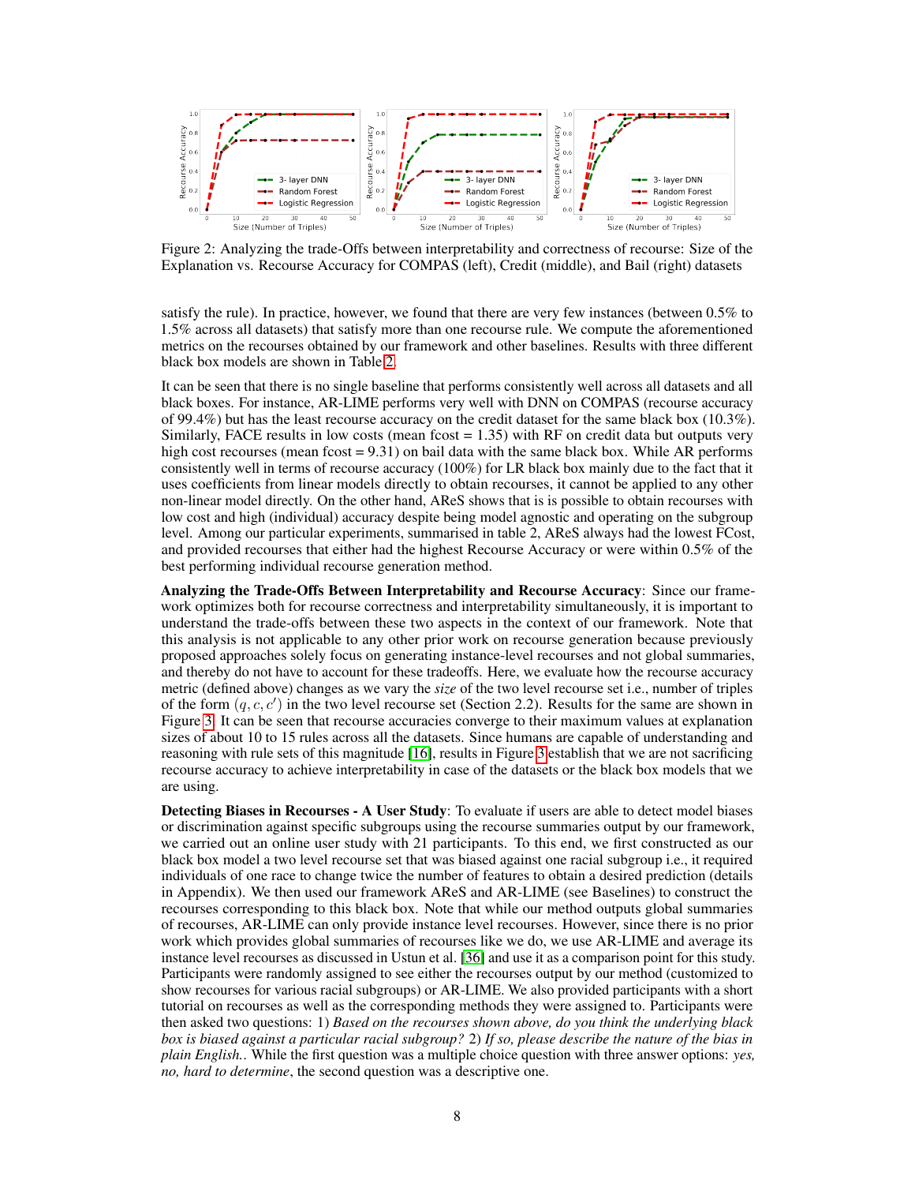Figure 2: Analyzing the trade-Offs between interpretability and correctness of recourse: Size of the Explanation vs. Recourse Accuracy for COMPAS (left), Credit (middle), and Bail (right) datasets

satisfy the rule). In practice, however, we found that there are very few instances (between 0.5% to 1.5% across all datasets) that satisfy more than one recourse rule. We compute the aforementioned metrics on the recourses obtained by our framework and other baselines. Results with three different black box models are shown in Table 2.

It can be seen that there is no single baseline that performs consistently well across all datasets and all black boxes. For instance, AR-LIME performs very well with DNN on COMPAS (recourse accuracy of 99.4%) but has the least recourse accuracy on the credit dataset for the same black box (10.3%). Similarly, FACE results in low costs (mean fcost = 1.35) with RF on credit data but outputs very high cost recourses (mean fcost = 9.31) on bail data with the same black box. While AR performs consistently well in terms of recourse accuracy (100%) for LR black box mainly due to the fact that it uses coefficients from linear models directly to obtain recourses, it cannot be applied to any other non-linear model directly. On the other hand, AReS shows that is is possible to obtain recourses with low cost and high (individual) accuracy despite being model agnostic and operating on the subgroup level. Among our particular experiments, summarised in table 2, AReS always had the lowest FCost, and provided recourses that either had the highest Recourse Accuracy or were within 0.5% of the best performing individual recourse generation method.

**Analyzing the Trade-Offs Between Interpretability and Recourse Accuracy**: Since our framework optimizes both for recourse correctness and interpretability simultaneously, it is important to understand the trade-offs between these two aspects in the context of our framework. Note that this analysis is not applicable to any other prior work on recourse generation because previously proposed approaches solely focus on generating instance-level recourses and not global summaries, and thereby do not have to account for these tradeoffs. Here, we evaluate how the recourse accuracy metric (defined above) changes as we vary the *size* of the two level recourse set i.e., number of triples of the form $(q, c, c')$ in the two level recourse set (Section 2.2). Results for the same are shown in Figure 3. It can be seen that recourse accuracies converge to their maximum values at explanation sizes of about 10 to 15 rules across all the datasets. Since humans are capable of understanding and reasoning with rule sets of this magnitude [16], results in Figure 3 establish that we are not sacrificing recourse accuracy to achieve interpretability in case of the datasets or the black box models that we are using.

**Detecting Biases in Recourses - A User Study**: To evaluate if users are able to detect model biases or discrimination against specific subgroups using the recourse summaries output by our framework, we carried out an online user study with 21 participants. To this end, we first constructed as our black box model a two level recourse set that was biased against one racial subgroup i.e., it required individuals of one race to change twice the number of features to obtain a desired prediction (details in Appendix). We then used our framework AReS and AR-LIME (see Baselines) to construct the recourses corresponding to this black box. Note that while our method outputs global summaries of recourses, AR-LIME can only provide instance level recourses. However, since there is no prior work which provides global summaries of recourses like we do, we use AR-LIME and average its instance level recourses as discussed in Ustun et al. [36] and use it as a comparison point for this study. Participants were randomly assigned to see either the recourses output by our method (customized to show recourses for various racial subgroups) or AR-LIME. We also provided participants with a short tutorial on recourses as well as the corresponding methods they were assigned to. Participants were then asked two questions: 1) *Based on the recourses shown above, do you think the underlying black box is biased against a particular racial subgroup?* 2) *If so, please describe the nature of the bias in plain English.*. While the first question was a multiple choice question with three answer options: *yes, no, hard to determine*, the second question was a descriptive one.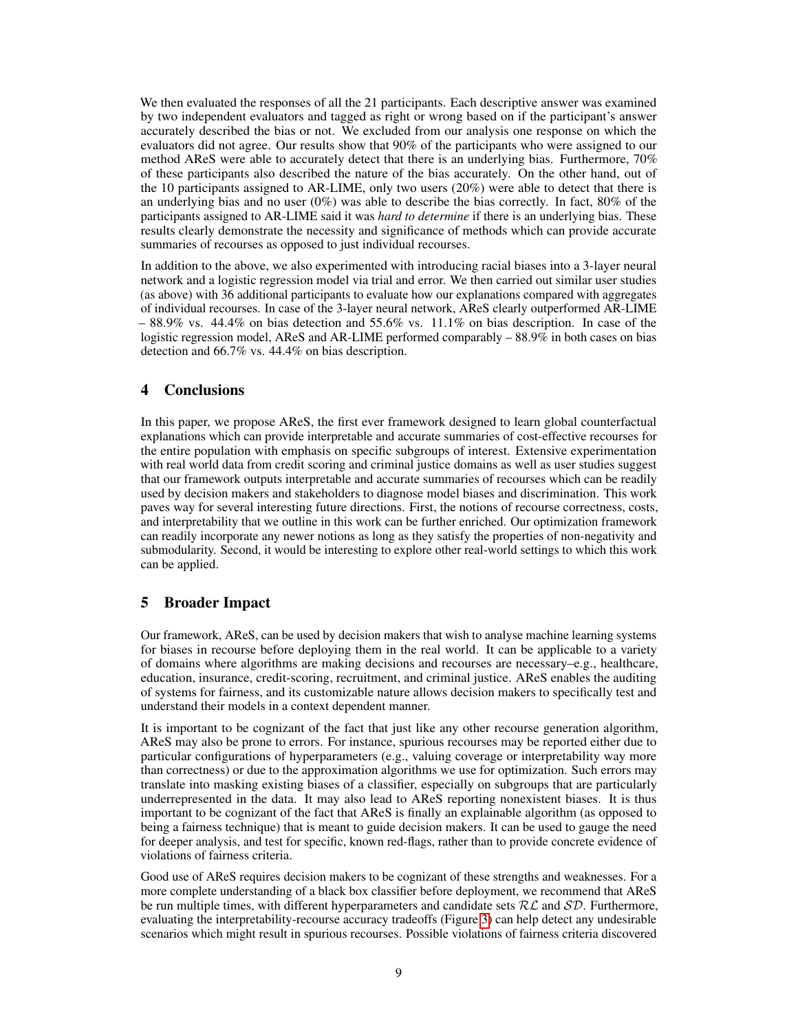We then evaluated the responses of all the 21 participants. Each descriptive answer was examined by two independent evaluators and tagged as right or wrong based on if the participant's answer accurately described the bias or not. We excluded from our analysis one response on which the evaluators did not agree. Our results show that 90% of the participants who were assigned to our method AReS were able to accurately detect that there is an underlying bias. Furthermore, 70% of these participants also described the nature of the bias accurately. On the other hand, out of the 10 participants assigned to AR-LIME, only two users (20%) were able to detect that there is an underlying bias and no user (0%) was able to describe the bias correctly. In fact, 80% of the participants assigned to AR-LIME said it was *hard to determine* if there is an underlying bias. These results clearly demonstrate the necessity and significance of methods which can provide accurate summaries of recourses as opposed to just individual recourses.

In addition to the above, we also experimented with introducing racial biases into a 3-layer neural network and a logistic regression model via trial and error. We then carried out similar user studies (as above) with 36 additional participants to evaluate how our explanations compared with aggregates of individual recourses. In case of the 3-layer neural network, AReS clearly outperformed AR-LIME – 88.9% vs. 44.4% on bias detection and 55.6% vs. 11.1% on bias description. In case of the logistic regression model, AReS and AR-LIME performed comparably – 88.9% in both cases on bias detection and 66.7% vs. 44.4% on bias description.

## 4 Conclusions

In this paper, we propose AReS, the first ever framework designed to learn global counterfactual explanations which can provide interpretable and accurate summaries of cost-effective recourses for the entire population with emphasis on specific subgroups of interest. Extensive experimentation with real world data from credit scoring and criminal justice domains as well as user studies suggest that our framework outputs interpretable and accurate summaries of recourses which can be readily used by decision makers and stakeholders to diagnose model biases and discrimination. This work paves way for several interesting future directions. First, the notions of recourse correctness, costs, and interpretability that we outline in this work can be further enriched. Our optimization framework can readily incorporate any newer notions as long as they satisfy the properties of non-negativity and submodularity. Second, it would be interesting to explore other real-world settings to which this work can be applied.

## 5 Broader Impact

Our framework, AReS, can be used by decision makers that wish to analyse machine learning systems for biases in recourse before deploying them in the real world. It can be applicable to a variety of domains where algorithms are making decisions and recourses are necessary–e.g., healthcare, education, insurance, credit-scoring, recruitment, and criminal justice. AReS enables the auditing of systems for fairness, and its customizable nature allows decision makers to specifically test and understand their models in a context dependent manner.

It is important to be cognizant of the fact that just like any other recourse generation algorithm, AReS may also be prone to errors. For instance, spurious recourses may be reported either due to particular configurations of hyperparameters (e.g., valuing coverage or interpretability way more than correctness) or due to the approximation algorithms we use for optimization. Such errors may translate into masking existing biases of a classifier, especially on subgroups that are particularly underrepresented in the data. It may also lead to AReS reporting nonexistent biases. It is thus important to be cognizant of the fact that AReS is finally an explainable algorithm (as opposed to being a fairness technique) that is meant to guide decision makers. It can be used to gauge the need for deeper analysis, and test for specific, known red-flags, rather than to provide concrete evidence of violations of fairness criteria.

Good use of AReS requires decision makers to be cognizant of these strengths and weaknesses. For a more complete understanding of a black box classifier before deployment, we recommend that AReS be run multiple times, with different hyperparameters and candidate sets $\mathcal{RL}$ and $\mathcal{SD}$. Furthermore, evaluating the interpretability-recourse accuracy tradeoffs (Figure 3) can help detect any undesirable scenarios which might result in spurious recourses. Possible violations of fairness criteria discovered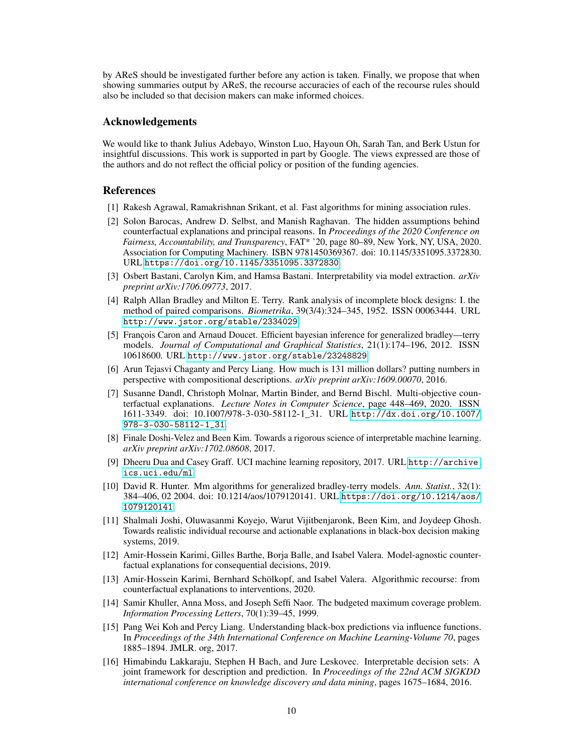by AReS should be investigated further before any action is taken. Finally, we propose that when showing summaries output by AReS, the recourse accuracies of each of the recourse rules should also be included so that decision makers can make informed choices.

## Acknowledgements

We would like to thank Julius Adebayo, Winston Luo, Hayoun Oh, Sarah Tan, and Berk Ustun for insightful discussions. This work is supported in part by Google. The views expressed are those of the authors and do not reflect the official policy or position of the funding agencies.

## References

[1] Rakesh Agrawal, Ramakrishnan Srikant, et al. Fast algorithms for mining association rules.

[2] Solon Barocas, Andrew D. Selbst, and Manish Raghavan. The hidden assumptions behind counterfactual explanations and principal reasons. In *Proceedings of the 2020 Conference on Fairness, Accountability, and Transparency*, FAT* '20, page 80–89, New York, NY, USA, 2020. Association for Computing Machinery. ISBN 9781450369367. doi: 10.1145/3351095.3372830. URL https://doi.org/10.1145/3351095.3372830.

[3] Osbert Bastani, Carolyn Kim, and Hamsa Bastani. Interpretability via model extraction. *arXiv preprint arXiv:1706.09773*, 2017.

[4] Ralph Allan Bradley and Milton E. Terry. Rank analysis of incomplete block designs: I. the method of paired comparisons. *Biometrika*, 39(3/4):324–345, 1952. ISSN 00063444. URL http://www.jstor.org/stable/2334029.

[5] François Caron and Arnaud Doucet. Efficient bayesian inference for generalized bradley—terry models. *Journal of Computational and Graphical Statistics*, 21(1):174–196, 2012. ISSN 10618600. URL http://www.jstor.org/stable/23248829.

[6] Arun Tejasvi Chaganty and Percy Liang. How much is 131 million dollars? putting numbers in perspective with compositional descriptions. *arXiv preprint arXiv:1609.00070*, 2016.

[7] Susanne Dandl, Christoph Molnar, Martin Binder, and Bernd Bischl. Multi-objective counterfactual explanations. *Lecture Notes in Computer Science*, page 448–469, 2020. ISSN 1611-3349. doi: 10.1007/978-3-030-58112-1_31. URL http://dx.doi.org/10.1007/978-3-030-58112-1_31.

[8] Finale Doshi-Velez and Been Kim. Towards a rigorous science of interpretable machine learning. *arXiv preprint arXiv:1702.08608*, 2017.

[9] Dheeru Dua and Casey Graff. UCI machine learning repository, 2017. URL http://archive.ics.uci.edu/ml.

[10] David R. Hunter. Mm algorithms for generalized bradley-terry models. *Ann. Statist.*, 32(1): 384–406, 02 2004. doi: 10.1214/aos/1079120141. URL https://doi.org/10.1214/aos/1079120141.

[11] Shalmali Joshi, Oluwasanmi Koyejo, Warut Vijitbenjaronk, Been Kim, and Joydeep Ghosh. Towards realistic individual recourse and actionable explanations in black-box decision making systems, 2019.

[12] Amir-Hossein Karimi, Gilles Barthe, Borja Balle, and Isabel Valera. Model-agnostic counterfactual explanations for consequential decisions, 2019.

[13] Amir-Hossein Karimi, Bernhard Schölkopf, and Isabel Valera. Algorithmic recourse: from counterfactual explanations to interventions, 2020.

[14] Samir Khuller, Anna Moss, and Joseph Seffi Naor. The budgeted maximum coverage problem. *Information Processing Letters*, 70(1):39–45, 1999.

[15] Pang Wei Koh and Percy Liang. Understanding black-box predictions via influence functions. In *Proceedings of the 34th International Conference on Machine Learning-Volume 70*, pages 1885–1894. JMLR. org, 2017.

[16] Himabindu Lakkaraju, Stephen H Bach, and Jure Leskovec. Interpretable decision sets: A joint framework for description and prediction. In *Proceedings of the 22nd ACM SIGKDD international conference on knowledge discovery and data mining*, pages 1675–1684, 2016.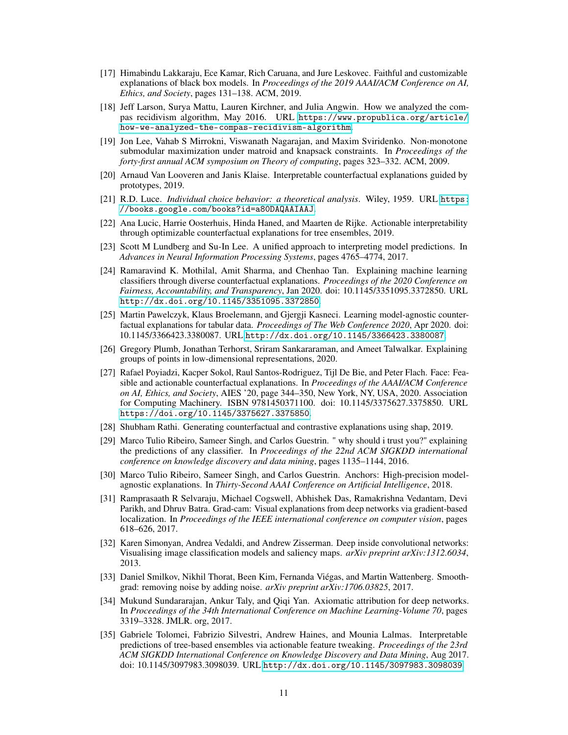[17] Himabindu Lakkaraju, Ece Kamar, Rich Caruana, and Jure Leskovec. Faithful and customizable explanations of black box models. In *Proceedings of the 2019 AAAI/ACM Conference on AI, Ethics, and Society*, pages 131–138. ACM, 2019.

[18] Jeff Larson, Surya Mattu, Lauren Kirchner, and Julia Angwin. How we analyzed the compas recidivism algorithm, May 2016. URL https://www.propublica.org/article/how-we-analyzed-the-compas-recidivism-algorithm.

[19] Jon Lee, Vahab S Mirrokni, Viswanath Nagarajan, and Maxim Sviridenko. Non-monotone submodular maximization under matroid and knapsack constraints. In *Proceedings of the forty-first annual ACM symposium on Theory of computing*, pages 323–332. ACM, 2009.

[20] Arnaud Van Looveren and Janis Klaise. Interpretable counterfactual explanations guided by prototypes, 2019.

[21] R.D. Luce. *Individual choice behavior: a theoretical analysis*. Wiley, 1959. URL https://books.google.com/books?id=a80DAQAAIAAJ.

[22] Ana Lucic, Harrie Oosterhuis, Hinda Haned, and Maarten de Rijke. Actionable interpretability through optimizable counterfactual explanations for tree ensembles, 2019.

[23] Scott M Lundberg and Su-In Lee. A unified approach to interpreting model predictions. In *Advances in Neural Information Processing Systems*, pages 4765–4774, 2017.

[24] Ramaravind K. Mothilal, Amit Sharma, and Chenhao Tan. Explaining machine learning classifiers through diverse counterfactual explanations. *Proceedings of the 2020 Conference on Fairness, Accountability, and Transparency*, Jan 2020. doi: 10.1145/3351095.3372850. URL http://dx.doi.org/10.1145/3351095.3372850.

[25] Martin Pawelczyk, Klaus Broelemann, and Gjergji Kasneci. Learning model-agnostic counterfactual explanations for tabular data. *Proceedings of The Web Conference 2020*, Apr 2020. doi: 10.1145/3366423.3380087. URL http://dx.doi.org/10.1145/3366423.3380087.

[26] Gregory Plumb, Jonathan Terhorst, Sriram Sankararaman, and Ameet Talwalkar. Explaining groups of points in low-dimensional representations, 2020.

[27] Rafael Poyiadzi, Kacper Sokol, Raul Santos-Rodriguez, Tijl De Bie, and Peter Flach. Face: Feasible and actionable counterfactual explanations. In *Proceedings of the AAAI/ACM Conference on AI, Ethics, and Society*, AIES '20, page 344–350, New York, NY, USA, 2020. Association for Computing Machinery. ISBN 9781450371100. doi: 10.1145/3375627.3375850. URL https://doi.org/10.1145/3375627.3375850.

[28] Shubham Rathi. Generating counterfactual and contrastive explanations using shap, 2019.

[29] Marco Tulio Ribeiro, Sameer Singh, and Carlos Guestrin. " why should i trust you?" explaining the predictions of any classifier. In *Proceedings of the 22nd ACM SIGKDD international conference on knowledge discovery and data mining*, pages 1135–1144, 2016.

[30] Marco Tulio Ribeiro, Sameer Singh, and Carlos Guestrin. Anchors: High-precision model-agnostic explanations. In *Thirty-Second AAAI Conference on Artificial Intelligence*, 2018.

[31] Ramprasaath R Selvaraju, Michael Cogswell, Abhishek Das, Ramakrishna Vedantam, Devi Parikh, and Dhruv Batra. Grad-cam: Visual explanations from deep networks via gradient-based localization. In *Proceedings of the IEEE international conference on computer vision*, pages 618–626, 2017.

[32] Karen Simonyan, Andrea Vedaldi, and Andrew Zisserman. Deep inside convolutional networks: Visualising image classification models and saliency maps. *arXiv preprint arXiv:1312.6034*, 2013.

[33] Daniel Smilkov, Nikhil Thorat, Been Kim, Fernanda Viégas, and Martin Wattenberg. Smoothgrad: removing noise by adding noise. *arXiv preprint arXiv:1706.03825*, 2017.

[34] Mukund Sundararajan, Ankur Taly, and Qiqi Yan. Axiomatic attribution for deep networks. In *Proceedings of the 34th International Conference on Machine Learning-Volume 70*, pages 3319–3328. JMLR. org, 2017.

[35] Gabriele Tolomei, Fabrizio Silvestri, Andrew Haines, and Mounia Lalmas. Interpretable predictions of tree-based ensembles via actionable feature tweaking. *Proceedings of the 23rd ACM SIGKDD International Conference on Knowledge Discovery and Data Mining*, Aug 2017. doi: 10.1145/3097983.3098039. URL http://dx.doi.org/10.1145/3097983.3098039.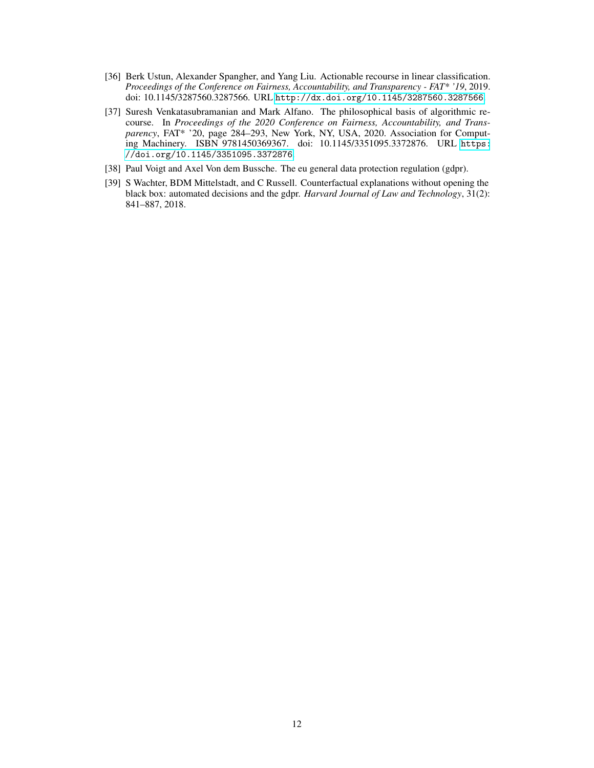[36] Berk Ustun, Alexander Spangher, and Yang Liu. Actionable recourse in linear classification. *Proceedings of the Conference on Fairness, Accountability, and Transparency - FAT* '19*, 2019. doi: 10.1145/3287560.3287566. URL http://dx.doi.org/10.1145/3287560.3287566.

[37] Suresh Venkatasubramanian and Mark Alfano. The philosophical basis of algorithmic recourse. In *Proceedings of the 2020 Conference on Fairness, Accountability, and Transparency*, FAT* '20, page 284–293, New York, NY, USA, 2020. Association for Computing Machinery. ISBN 9781450369367. doi: 10.1145/3351095.3372876. URL https://doi.org/10.1145/3351095.3372876.

[38] Paul Voigt and Axel Von dem Bussche. The eu general data protection regulation (gdpr).

[39] S Wachter, BDM Mittelstadt, and C Russell. Counterfactual explanations without opening the black box: automated decisions and the gdpr. *Harvard Journal of Law and Technology*, 31(2): 841–887, 2018.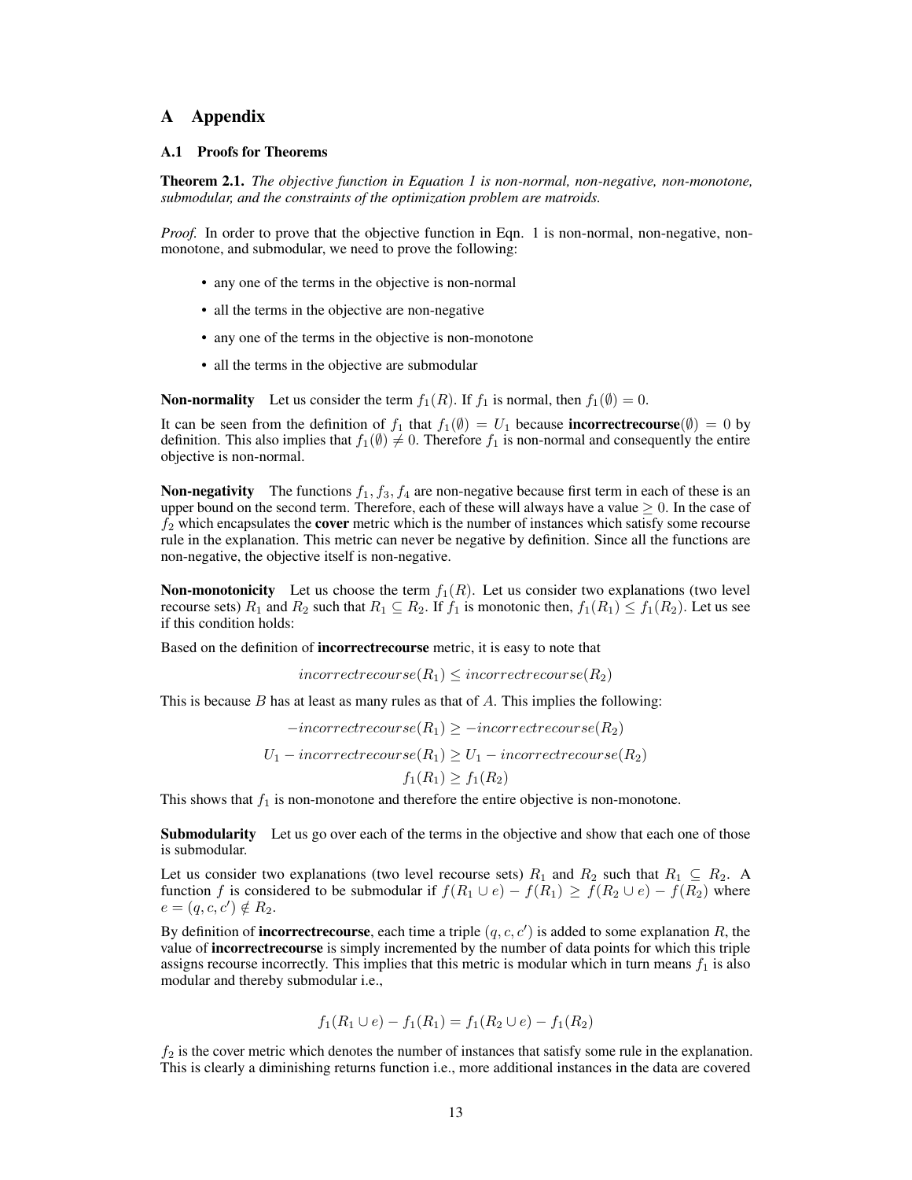# A Appendix

## A.1 Proofs for Theorems

**Theorem 2.1.** *The objective function in Equation 1 is non-normal, non-negative, non-monotone, submodular, and the constraints of the optimization problem are matroids.*

*Proof.* In order to prove that the objective function in Eqn. 1 is non-normal, non-negative, non-monotone, and submodular, we need to prove the following:

- any one of the terms in the objective is non-normal
- all the terms in the objective are non-negative
- any one of the terms in the objective is non-monotone
- all the terms in the objective are submodular

**Non-normality** Let us consider the term $f_1(R)$. If $f_1$ is normal, then $f_1(\emptyset) = 0$.

It can be seen from the definition of $f_1$ that $f_1(\emptyset) = U_1$ because **incorrectrecourse**$(\emptyset) = 0$ by definition. This also implies that $f_1(\emptyset) \neq 0$. Therefore $f_1$ is non-normal and consequently the entire objective is non-normal.

**Non-negativity** The functions $f_1, f_3, f_4$ are non-negative because first term in each of these is an upper bound on the second term. Therefore, each of these will always have a value $\geq 0$. In the case of $f_2$ which encapsulates the **cover** metric which is the number of instances which satisfy some recourse rule in the explanation. This metric can never be negative by definition. Since all the functions are non-negative, the objective itself is non-negative.

**Non-monotonicity** Let us choose the term $f_1(R)$. Let us consider two explanations (two level recourse sets) $R_1$ and $R_2$ such that $R_1 \subseteq R_2$. If $f_1$ is monotonic then, $f_1(R_1) \leq f_1(R_2)$. Let us see if this condition holds:

Based on the definition of **incorrectrecourse** metric, it is easy to note that

$$incorrectrecourse(R_1) \leq incorrectrecourse(R_2)$$

This is because $B$ has at least as many rules as that of $A$. This implies the following:

$$-incorrectrecourse(R_1) \geq -incorrectrecourse(R_2)$$

$$U_1 - incorrectrecourse(R_1) \geq U_1 - incorrectrecourse(R_2)$$

$$f_1(R_1) \geq f_1(R_2)$$

This shows that $f_1$ is non-monotone and therefore the entire objective is non-monotone.

**Submodularity** Let us go over each of the terms in the objective and show that each one of those is submodular.

Let us consider two explanations (two level recourse sets) $R_1$ and $R_2$ such that $R_1 \subseteq R_2$. A function $f$ is considered to be submodular if $f(R_1 \cup e) - f(R_1) \geq f(R_2 \cup e) - f(R_2)$ where $e = (q, c, c') \notin R_2$.

By definition of **incorrectrecourse**, each time a triple $(q, c, c')$ is added to some explanation $R$, the value of **incorrectrecourse** is simply incremented by the number of data points for which this triple assigns recourse incorrectly. This implies that this metric is modular which in turn means $f_1$ is also modular and thereby submodular i.e.,

$$f_1(R_1 \cup e) - f_1(R_1) = f_1(R_2 \cup e) - f_1(R_2)$$

$f_2$ is the cover metric which denotes the number of instances that satisfy some rule in the explanation. This is clearly a diminishing returns function i.e., more additional instances in the data are covered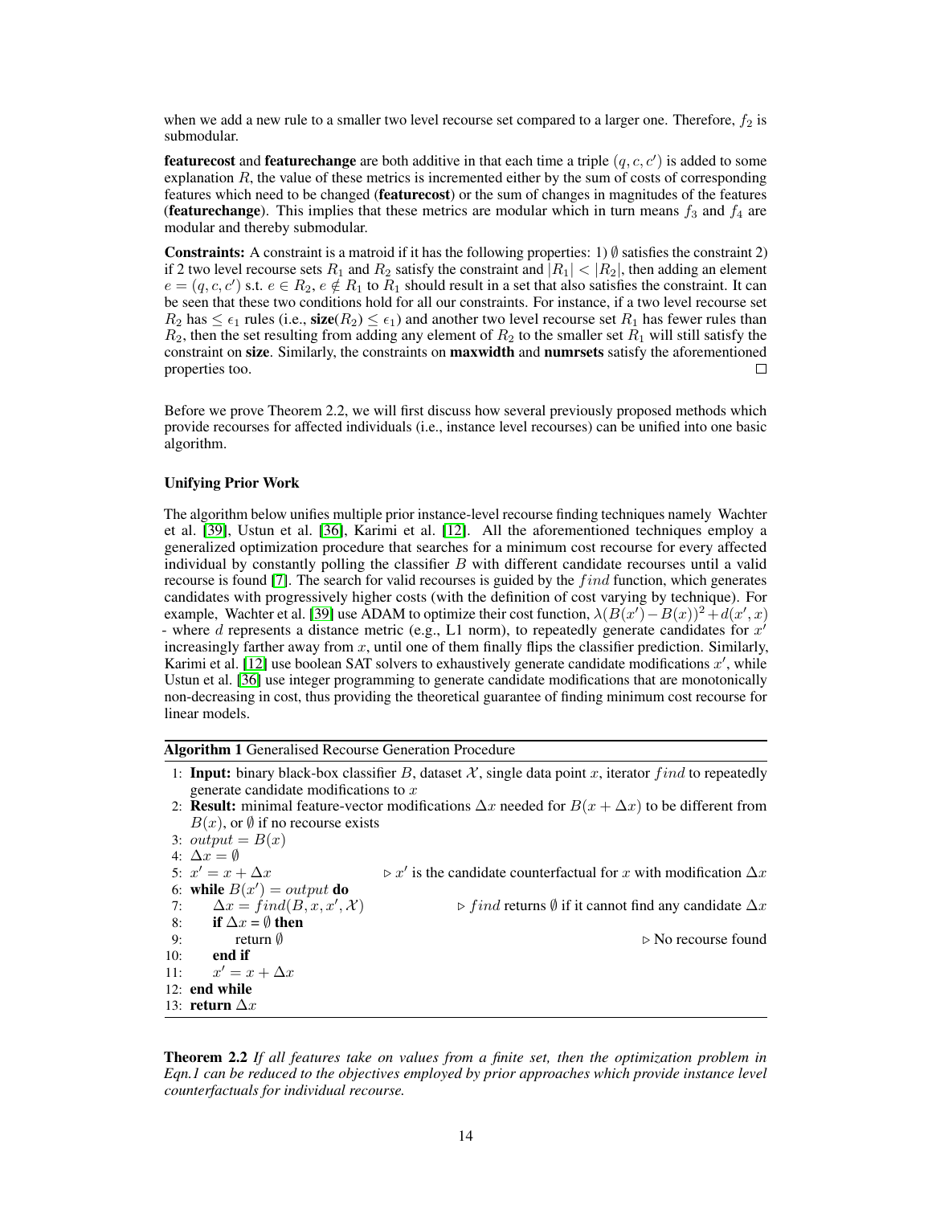when we add a new rule to a smaller two level recourse set compared to a larger one. Therefore, $f_2$ is submodular.

**featurecost** and **featurechange** are both additive in that each time a triple $(q, c, c')$ is added to some explanation $R$, the value of these metrics is incremented either by the sum of costs of corresponding features which need to be changed (**featurecost**) or the sum of changes in magnitudes of the features (**featurechange**). This implies that these metrics are modular which in turn means $f_3$ and $f_4$ are modular and thereby submodular.

**Constraints:** A constraint is a matroid if it has the following properties: 1) $\emptyset$ satisfies the constraint 2) if 2 two level recourse sets $R_1$ and $R_2$ satisfy the constraint and $|R_1| < |R_2|$, then adding an element $e = (q, c, c')$ s.t. $e \in R_2, e \notin R_1$ to $R_1$ should result in a set that also satisfies the constraint. It can be seen that these two conditions hold for all our constraints. For instance, if a two level recourse set $R_2$ has $\leq \epsilon_1$ rules (i.e., **size**$(R_2) \leq \epsilon_1$) and another two level recourse set $R_1$ has fewer rules than $R_2$, then the set resulting from adding any element of $R_2$ to the smaller set $R_1$ will still satisfy the constraint on **size**. Similarly, the constraints on **maxwidth** and **numrsets** satisfy the aforementioned properties too. □

Before we prove Theorem 2.2, we will first discuss how several previously proposed methods which provide recourses for affected individuals (i.e., instance level recourses) can be unified into one basic algorithm.

### Unifying Prior Work

The algorithm below unifies multiple prior instance-level recourse finding techniques namely Wachter et al. [39], Ustun et al. [36], Karimi et al. [12]. All the aforementioned techniques employ a generalized optimization procedure that searches for a minimum cost recourse for every affected individual by constantly polling the classifier $B$ with different candidate recourses until a valid recourse is found [7]. The search for valid recourses is guided by the $find$ function, which generates candidates with progressively higher costs (with the definition of cost varying by technique). For example, Wachter et al. [39] use ADAM to optimize their cost function, $\lambda(B(x') - B(x))^2 + d(x', x)$ - where $d$ represents a distance metric (e.g., L1 norm), to repeatedly generate candidates for $x'$ increasingly farther away from $x$, until one of them finally flips the classifier prediction. Similarly, Karimi et al. [12] use boolean SAT solvers to exhaustively generate candidate modifications $x'$, while Ustun et al. [36] use integer programming to generate candidate modifications that are monotonically non-decreasing in cost, thus providing the theoretical guarantee of finding minimum cost recourse for linear models.

**Algorithm 1** Generalised Recourse Generation Procedure

```
1: Input: binary black-box classifier B, dataset 𝒳, single data point x, iterator find to repeatedly
   generate candidate modifications to x
2: Result: minimal feature-vector modifications Δx needed for B(x + Δx) to be different from
   B(x), or ∅ if no recourse exists
3: output = B(x)
4: Δx = ∅
5: x' = x + Δx                        ▷ x' is the candidate counterfactual for x with modification Δx
6: while B(x') = output do
7:     Δx = find(B, x, x', 𝒳)          ▷ find returns ∅ if it cannot find any candidate Δx
8:     if Δx = ∅ then
9:         return ∅                    ▷ No recourse found
10:    end if
11:    x' = x + Δx
12: end while
13: return Δx
```

**Theorem 2.2** *If all features take on values from a finite set, then the optimization problem in Eqn.1 can be reduced to the objectives employed by prior approaches which provide instance level counterfactuals for individual recourse.*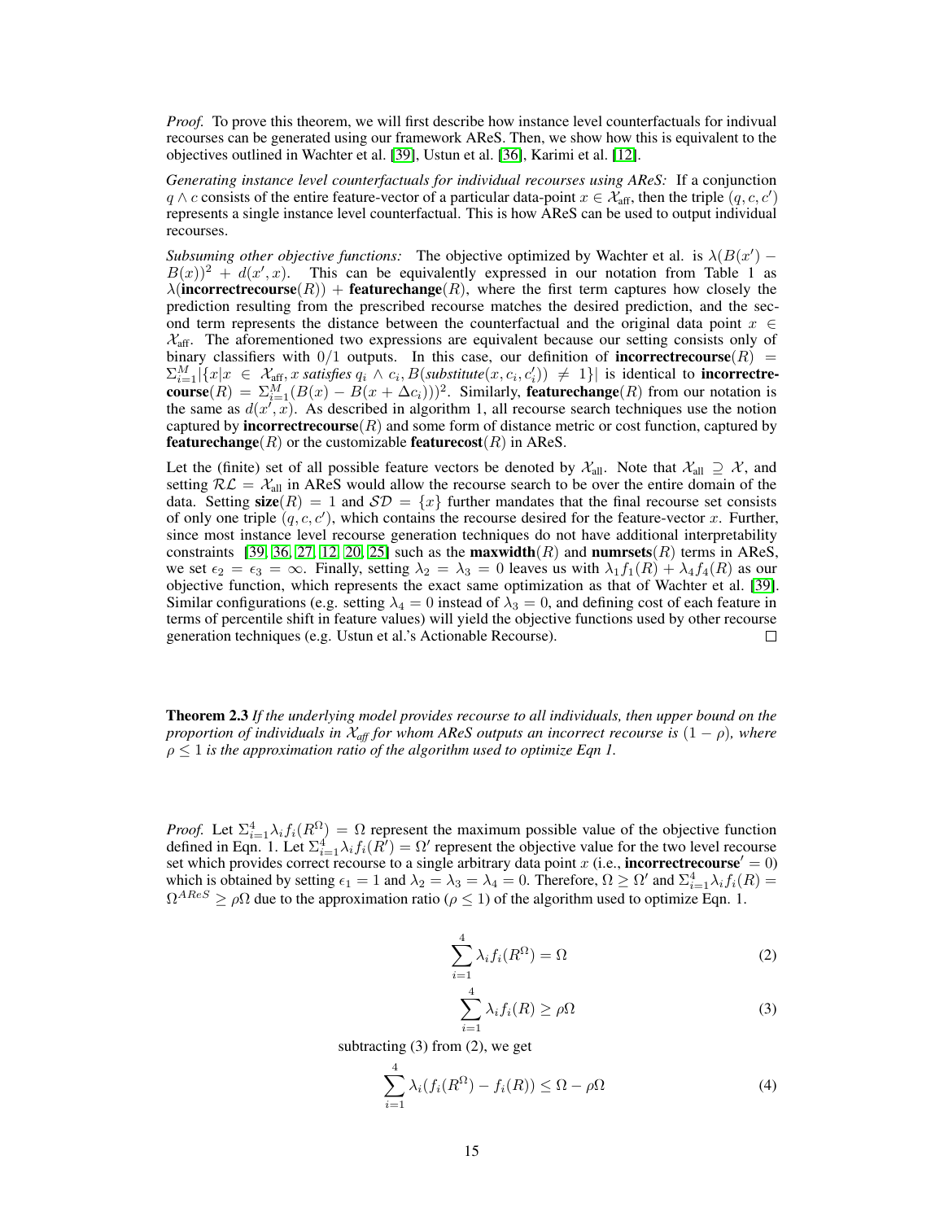*Proof.* To prove this theorem, we will first describe how instance level counterfactuals for indivual recourses can be generated using our framework AReS. Then, we show how this is equivalent to the objectives outlined in Wachter et al. [39], Ustun et al. [36], Karimi et al. [12].

*Generating instance level counterfactuals for individual recourses using AReS:* If a conjunction $q \wedge c$ consists of the entire feature-vector of a particular data-point $x \in \mathcal{X}_{\text{aff}}$, then the triple $(q, c, c')$ represents a single instance level counterfactual. This is how AReS can be used to output individual recourses.

*Subsuming other objective functions:* The objective optimized by Wachter et al. is $\lambda(B(x') - B(x))^2 + d(x', x)$. This can be equivalently expressed in our notation from Table 1 as $\lambda(\textbf{incorrectrecourse}(R)) + \textbf{featurechange}(R)$, where the first term captures how closely the prediction resulting from the prescribed recourse matches the desired prediction, and the second term represents the distance between the counterfactual and the original data point $x \in \mathcal{X}_{\text{aff}}$. The aforementioned two expressions are equivalent because our setting consists only of binary classifiers with $0/1$ outputs. In this case, our definition of $\textbf{incorrectrecourse}(R) = \Sigma_{i=1}^{M} |\{x | x \in \mathcal{X}_{\text{aff}}, x \textit{ satisfies } q_i \wedge c_i, B(\textit{substitute}(x, c_i, c_i')) \neq 1\}|$ is identical to $\textbf{incorrectrecourse}(R) = \Sigma_{i=1}^{M}(B(x) - B(x + \Delta c_i)))^2$. Similarly, $\textbf{featurechange}(R)$ from our notation is the same as $d(x', x)$. As described in algorithm 1, all recourse search techniques use the notion captured by $\textbf{incorrectrecourse}(R)$ and some form of distance metric or cost function, captured by $\textbf{featurechange}(R)$ or the customizable $\textbf{featurecost}(R)$ in AReS.

Let the (finite) set of all possible feature vectors be denoted by $\mathcal{X}_{\text{all}}$. Note that $\mathcal{X}_{\text{all}} \supseteq \mathcal{X}$, and setting $\mathcal{RL} = \mathcal{X}_{\text{all}}$ in AReS would allow the recourse search to be over the entire domain of the data. Setting $\textbf{size}(R) = 1$ and $\mathcal{SD} = \{x\}$ further mandates that the final recourse set consists of only one triple $(q, c, c')$, which contains the recourse desired for the feature-vector $x$. Further, since most instance level recourse generation techniques do not have additional interpretability constraints [39, 36, 27, 12, 20, 25] such as the $\textbf{maxwidth}(R)$ and $\textbf{numrsets}(R)$ terms in AReS, we set $\epsilon_2 = \epsilon_3 = \infty$. Finally, setting $\lambda_2 = \lambda_3 = 0$ leaves us with $\lambda_1 f_1(R) + \lambda_4 f_4(R)$ as our objective function, which represents the exact same optimization as that of Wachter et al. [39]. Similar configurations (e.g. setting $\lambda_4 = 0$ instead of $\lambda_3 = 0$, and defining cost of each feature in terms of percentile shift in feature values) will yield the objective functions used by other recourse generation techniques (e.g. Ustun et al.'s Actionable Recourse). □

**Theorem 2.3** *If the underlying model provides recourse to all individuals, then upper bound on the proportion of individuals in $\mathcal{X}_{aff}$ for whom AReS outputs an incorrect recourse is $(1 - \rho)$, where $\rho \leq 1$ is the approximation ratio of the algorithm used to optimize Eqn 1.*

*Proof.* Let $\Sigma_{i=1}^{4} \lambda_i f_i(R^{\Omega}) = \Omega$ represent the maximum possible value of the objective function defined in Eqn. 1. Let $\Sigma_{i=1}^{4} \lambda_i f_i(R') = \Omega'$ represent the objective value for the two level recourse set which provides correct recourse to a single arbitrary data point $x$ (i.e., $\textbf{incorrectrecourse}' = 0$) which is obtained by setting $\epsilon_1 = 1$ and $\lambda_2 = \lambda_3 = \lambda_4 = 0$. Therefore, $\Omega \geq \Omega'$ and $\Sigma_{i=1}^{4} \lambda_i f_i(R) = \Omega^{AReS} \geq \rho\Omega$ due to the approximation ratio ($\rho \leq 1$) of the algorithm used to optimize Eqn. 1.

$$\sum_{i=1}^{4} \lambda_i f_i(R^{\Omega}) = \Omega \tag{2}$$

$$\sum_{i=1}^{4} \lambda_i f_i(R) \geq \rho\Omega \tag{3}$$

subtracting (3) from (2), we get

$$\sum_{i=1}^{4} \lambda_i (f_i(R^{\Omega}) - f_i(R)) \leq \Omega - \rho\Omega \tag{4}$$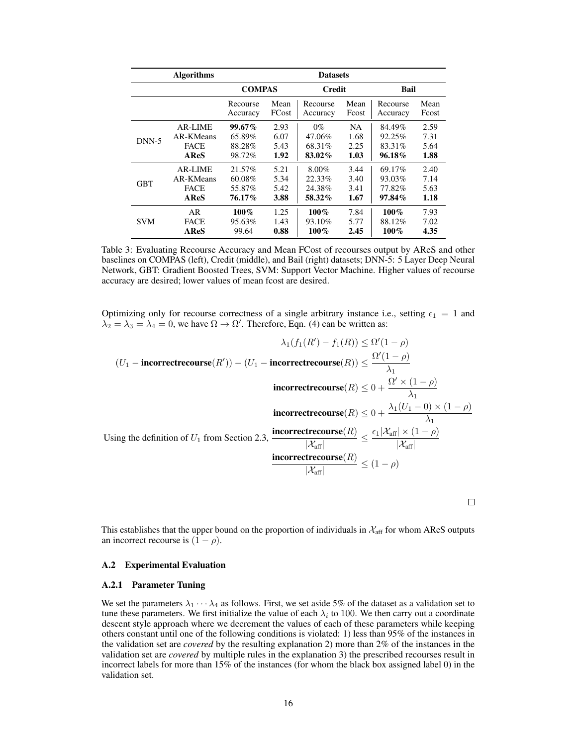| Algorithms | | Datasets | | | | | |
|---|---|---|---|---|---|---|---|
| | | **COMPAS** | | **Credit** | | **Bail** | |
| | | Recourse Accuracy | Mean FCost | Recourse Accuracy | Mean Fcost | Recourse Accuracy | Mean Fcost |
| DNN-5 | AR-LIME | **99.67%** | 2.93 | 0% | NA | 84.49% | 2.59 |
| | AR-KMeans | 65.89% | 6.07 | 47.06% | 1.68 | 92.25% | 7.31 |
| | FACE | 88.28% | 5.43 | 68.31% | 2.25 | 83.31% | 5.64 |
| | **AReS** | 98.72% | **1.92** | **83.02%** | **1.03** | **96.18%** | **1.88** |
| GBT | AR-LIME | 21.57% | 5.21 | 8.00% | 3.44 | 69.17% | 2.40 |
| | AR-KMeans | 60.08% | 5.34 | 22.33% | 3.40 | 93.03% | 7.14 |
| | FACE | 55.87% | 5.42 | 24.38% | 3.41 | 77.82% | 5.63 |
| | **AReS** | **76.17%** | **3.88** | **58.32%** | **1.67** | **97.84%** | **1.18** |
| SVM | AR | **100%** | 1.25 | **100%** | 7.84 | **100%** | 7.93 |
| | FACE | 95.63% | 1.43 | 93.10% | 5.77 | 88.12% | 7.02 |
| | **AReS** | 99.64 | **0.88** | **100%** | **2.45** | **100%** | **4.35** |

Table 3: Evaluating Recourse Accuracy and Mean FCost of recourses output by AReS and other baselines on COMPAS (left), Credit (middle), and Bail (right) datasets; DNN-5: 5 Layer Deep Neural Network, GBT: Gradient Boosted Trees, SVM: Support Vector Machine. Higher values of recourse accuracy are desired; lower values of mean fcost are desired.

Optimizing only for recourse correctness of a single arbitrary instance i.e., setting $\epsilon_1 = 1$ and $\lambda_2 = \lambda_3 = \lambda_4 = 0$, we have $\Omega \to \Omega'$. Therefore, Eqn. (4) can be written as:

$$\lambda_1(f_1(R') - f_1(R)) \leq \Omega'(1-\rho)$$

$$(U_1 - \textbf{incorrectrecourse}(R')) - (U_1 - \textbf{incorrectrecourse}(R)) \leq \frac{\Omega'(1-\rho)}{\lambda_1}$$

$$\textbf{incorrectrecourse}(R) \leq 0 + \frac{\Omega' \times (1-\rho)}{\lambda_1}$$

$$\textbf{incorrectrecourse}(R) \leq 0 + \frac{\lambda_1(U_1 - 0) \times (1-\rho)}{\lambda_1}$$

Using the definition of $U_1$ from Section 2.3,
$$\frac{\textbf{incorrectrecourse}(R)}{|\mathcal{X}_{\text{aff}}|} \leq \frac{\epsilon_1 |\mathcal{X}_{\text{aff}}| \times (1-\rho)}{|\mathcal{X}_{\text{aff}}|}$$

$$\frac{\textbf{incorrectrecourse}(R)}{|\mathcal{X}_{\text{aff}}|} \leq (1-\rho)$$

□

This establishes that the upper bound on the proportion of individuals in $\mathcal{X}_{\text{aff}}$ for whom AReS outputs an incorrect recourse is $(1-\rho)$.

### A.2 Experimental Evaluation

#### A.2.1 Parameter Tuning

We set the parameters $\lambda_1 \cdots \lambda_4$ as follows. First, we set aside 5% of the dataset as a validation set to tune these parameters. We first initialize the value of each $\lambda_i$ to 100. We then carry out a coordinate descent style approach where we decrement the values of each of these parameters while keeping others constant until one of the following conditions is violated: 1) less than 95% of the instances in the validation set are *covered* by the resulting explanation 2) more than 2% of the instances in the validation set are *covered* by multiple rules in the explanation 3) the prescribed recourses result in incorrect labels for more than 15% of the instances (for whom the black box assigned label 0) in the validation set.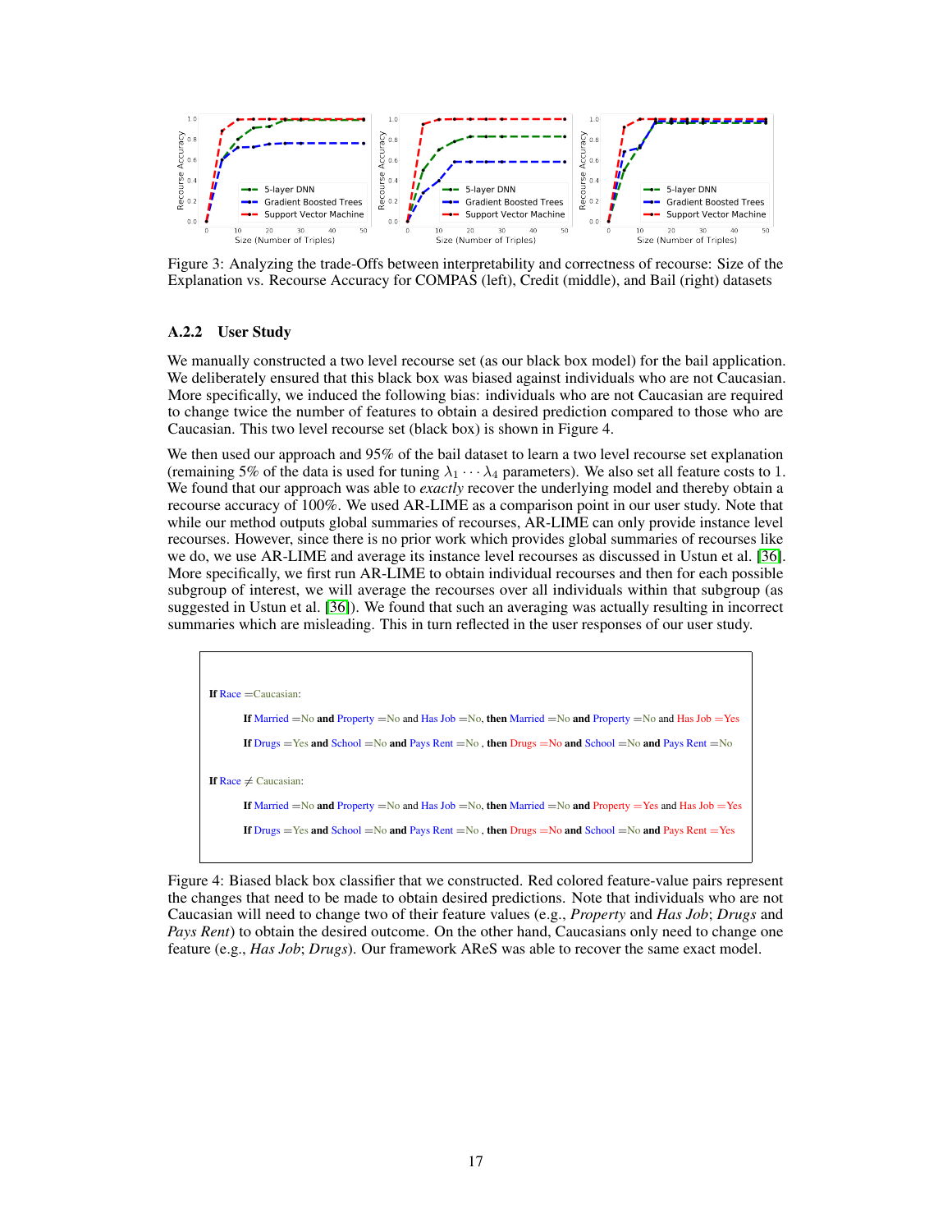Figure 3: Analyzing the trade-Offs between interpretability and correctness of recourse: Size of the Explanation vs. Recourse Accuracy for COMPAS (left), Credit (middle), and Bail (right) datasets

### A.2.2 User Study

We manually constructed a two level recourse set (as our black box model) for the bail application. We deliberately ensured that this black box was biased against individuals who are not Caucasian. More specifically, we induced the following bias: individuals who are not Caucasian are required to change twice the number of features to obtain a desired prediction compared to those who are Caucasian. This two level recourse set (black box) is shown in Figure 4.

We then used our approach and 95% of the bail dataset to learn a two level recourse set explanation (remaining 5% of the data is used for tuning $\lambda_1 \cdots \lambda_4$ parameters). We also set all feature costs to 1. We found that our approach was able to *exactly* recover the underlying model and thereby obtain a recourse accuracy of 100%. We used AR-LIME as a comparison point in our user study. Note that while our method outputs global summaries of recourses, AR-LIME can only provide instance level recourses. However, since there is no prior work which provides global summaries of recourses like we do, we use AR-LIME and average its instance level recourses as discussed in Ustun et al. [36]. More specifically, we first run AR-LIME to obtain individual recourses and then for each possible subgroup of interest, we will average the recourses over all individuals within that subgroup (as suggested in Ustun et al. [36]). We found that such an averaging was actually resulting in incorrect summaries which are misleading. This in turn reflected in the user responses of our user study.

**If** Race =Caucasian:

  **If** Married =No **and** Property =No and Has Job =No, **then** Married =No **and** Property =No and Has Job =Yes

  **If** Drugs =Yes **and** School =No **and** Pays Rent =No , **then** Drugs =No **and** School =No **and** Pays Rent =No

**If** Race ≠ Caucasian:

  **If** Married =No **and** Property =No and Has Job =No, **then** Married =No **and** Property =Yes and Has Job =Yes

  **If** Drugs =Yes **and** School =No **and** Pays Rent =No , **then** Drugs =No **and** School =No **and** Pays Rent =Yes

Figure 4: Biased black box classifier that we constructed. Red colored feature-value pairs represent the changes that need to be made to obtain desired predictions. Note that individuals who are not Caucasian will need to change two of their feature values (e.g., *Property* and *Has Job*; *Drugs* and *Pays Rent*) to obtain the desired outcome. On the other hand, Caucasians only need to change one feature (e.g., *Has Job*; *Drugs*). Our framework AReS was able to recover the same exact model.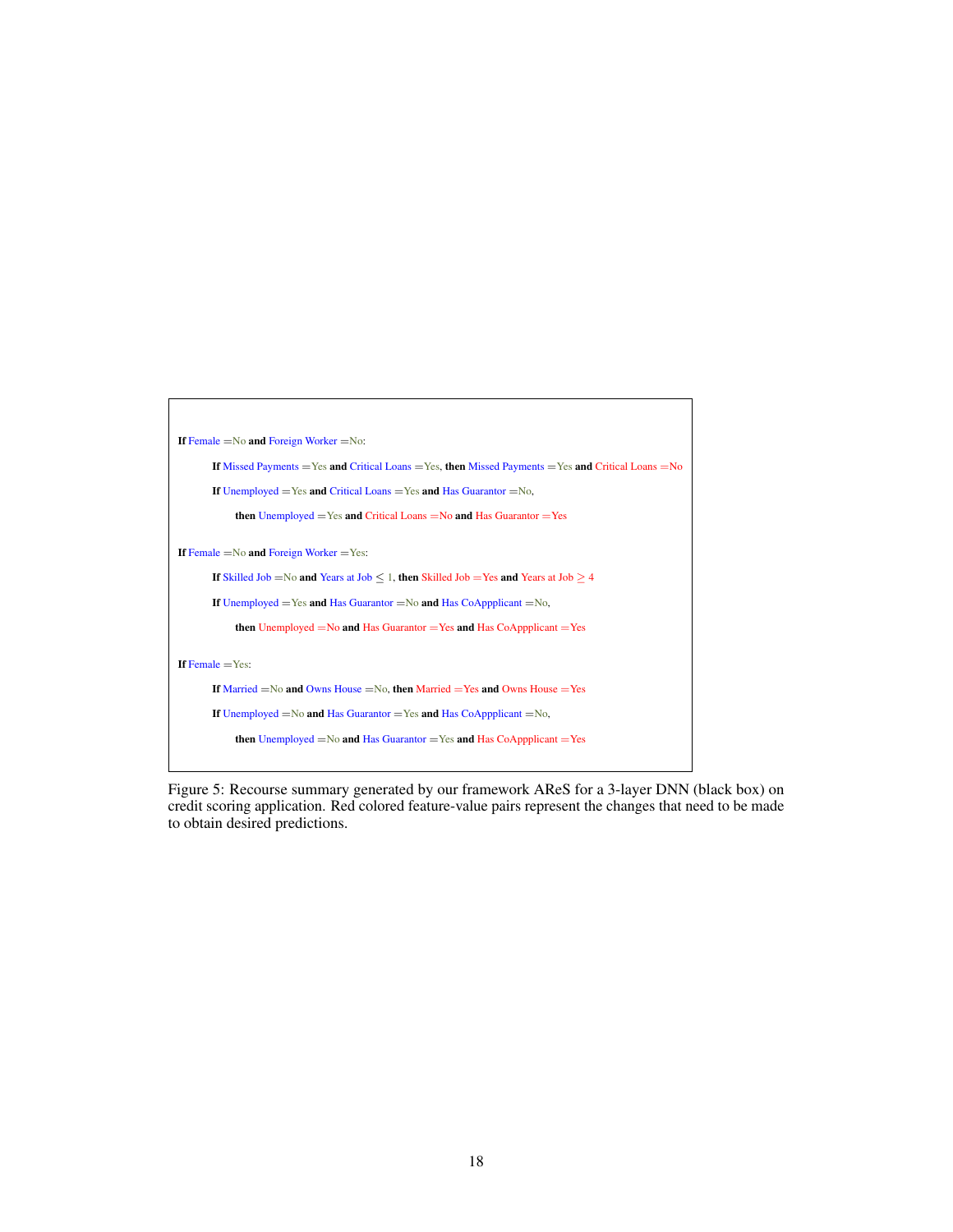**If** Female $=$No **and** Foreign Worker $=$No:

  **If** Missed Payments $=$Yes **and** Critical Loans $=$Yes, **then** Missed Payments $=$Yes **and** Critical Loans $=$No

  **If** Unemployed $=$Yes **and** Critical Loans $=$Yes **and** Has Guarantor $=$No,

    **then** Unemployed $=$Yes **and** Critical Loans $=$No **and** Has Guarantor $=$Yes

**If** Female $=$No **and** Foreign Worker $=$Yes:

  **If** Skilled Job $=$No **and** Years at Job $\leq 1$, **then** Skilled Job $=$Yes **and** Years at Job $\geq 4$

  **If** Unemployed $=$Yes **and** Has Guarantor $=$No **and** Has CoAppplicant $=$No,

    **then** Unemployed $=$No **and** Has Guarantor $=$Yes **and** Has CoAppplicant $=$Yes

**If** Female $=$Yes:

  **If** Married $=$No **and** Owns House $=$No, **then** Married $=$Yes **and** Owns House $=$Yes

  **If** Unemployed $=$No **and** Has Guarantor $=$Yes **and** Has CoAppplicant $=$No,

    **then** Unemployed $=$No **and** Has Guarantor $=$Yes **and** Has CoAppplicant $=$Yes

Figure 5: Recourse summary generated by our framework AReS for a 3-layer DNN (black box) on credit scoring application. Red colored feature-value pairs represent the changes that need to be made to obtain desired predictions.